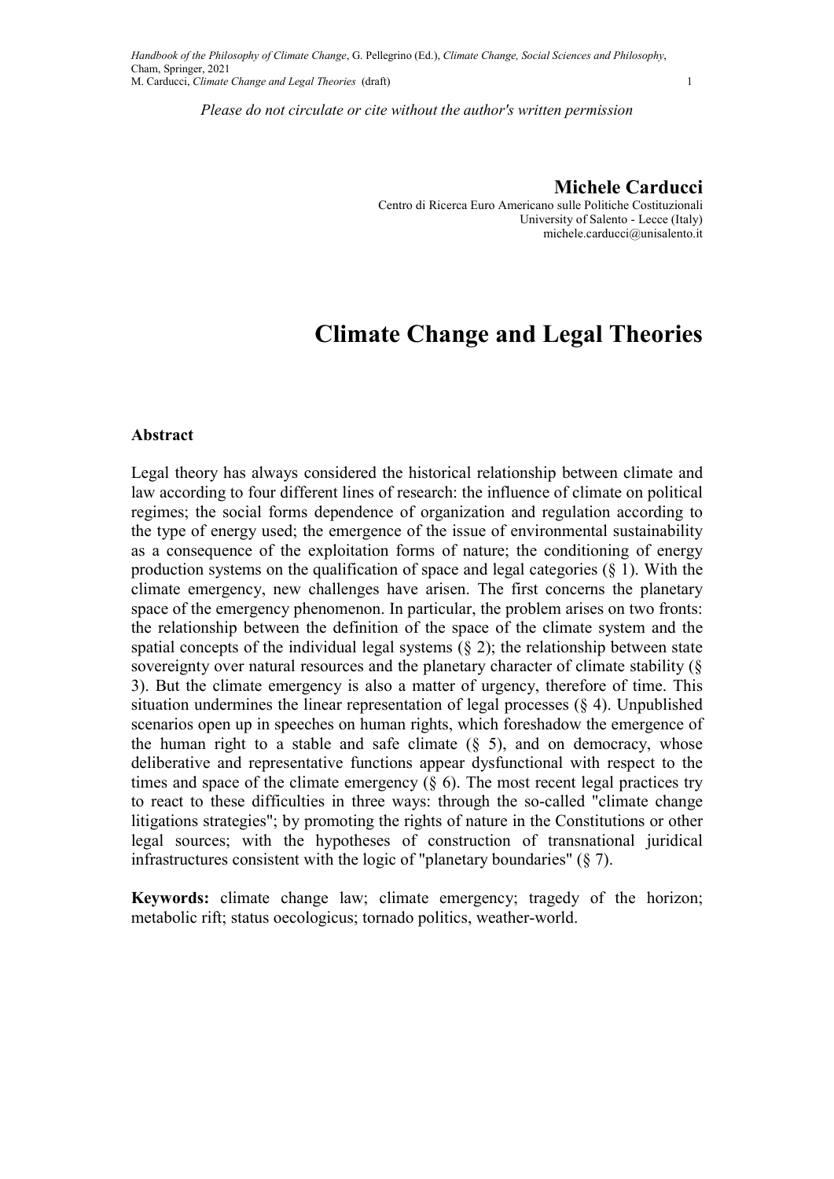*Please do not circulate or cite without the author's written permission*

**Michele Carducci**
Centro di Ricerca Euro Americano sulle Politiche Costituzionali
University of Salento - Lecce (Italy)
michele.carducci@unisalento.it

# Climate Change and Legal Theories

### Abstract

Legal theory has always considered the historical relationship between climate and law according to four different lines of research: the influence of climate on political regimes; the social forms dependence of organization and regulation according to the type of energy used; the emergence of the issue of environmental sustainability as a consequence of the exploitation forms of nature; the conditioning of energy production systems on the qualification of space and legal categories (§ 1). With the climate emergency, new challenges have arisen. The first concerns the planetary space of the emergency phenomenon. In particular, the problem arises on two fronts: the relationship between the definition of the space of the climate system and the spatial concepts of the individual legal systems (§ 2); the relationship between state sovereignty over natural resources and the planetary character of climate stability (§ 3). But the climate emergency is also a matter of urgency, therefore of time. This situation undermines the linear representation of legal processes (§ 4). Unpublished scenarios open up in speeches on human rights, which foreshadow the emergence of the human right to a stable and safe climate (§ 5), and on democracy, whose deliberative and representative functions appear dysfunctional with respect to the times and space of the climate emergency (§ 6). The most recent legal practices try to react to these difficulties in three ways: through the so-called "climate change litigations strategies"; by promoting the rights of nature in the Constitutions or other legal sources; with the hypotheses of construction of transnational juridical infrastructures consistent with the logic of "planetary boundaries" (§ 7).

**Keywords:** climate change law; climate emergency; tragedy of the horizon; metabolic rift; status oecologicus; tornado politics, weather-world.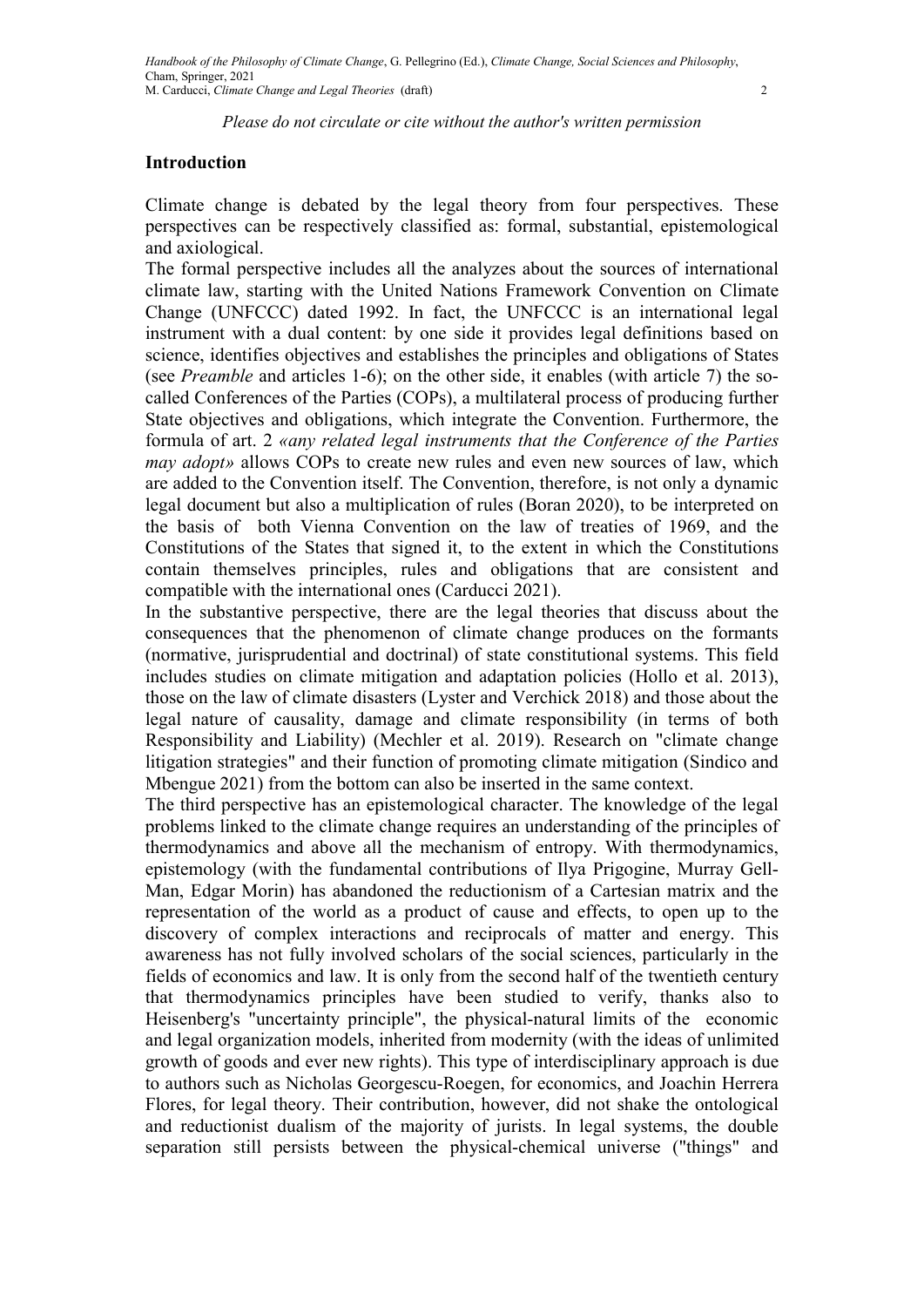*Please do not circulate or cite without the author's written permission*

## Introduction

Climate change is debated by the legal theory from four perspectives. These perspectives can be respectively classified as: formal, substantial, epistemological and axiological.

The formal perspective includes all the analyzes about the sources of international climate law, starting with the United Nations Framework Convention on Climate Change (UNFCCC) dated 1992. In fact, the UNFCCC is an international legal instrument with a dual content: by one side it provides legal definitions based on science, identifies objectives and establishes the principles and obligations of States (see *Preamble* and articles 1-6); on the other side, it enables (with article 7) the so-called Conferences of the Parties (COPs), a multilateral process of producing further State objectives and obligations, which integrate the Convention. Furthermore, the formula of art. 2 *«any related legal instruments that the Conference of the Parties may adopt»* allows COPs to create new rules and even new sources of law, which are added to the Convention itself. The Convention, therefore, is not only a dynamic legal document but also a multiplication of rules (Boran 2020), to be interpreted on the basis of both Vienna Convention on the law of treaties of 1969, and the Constitutions of the States that signed it, to the extent in which the Constitutions contain themselves principles, rules and obligations that are consistent and compatible with the international ones (Carducci 2021).

In the substantive perspective, there are the legal theories that discuss about the consequences that the phenomenon of climate change produces on the formants (normative, jurisprudential and doctrinal) of state constitutional systems. This field includes studies on climate mitigation and adaptation policies (Hollo et al. 2013), those on the law of climate disasters (Lyster and Verchick 2018) and those about the legal nature of causality, damage and climate responsibility (in terms of both Responsibility and Liability) (Mechler et al. 2019). Research on "climate change litigation strategies" and their function of promoting climate mitigation (Sindico and Mbengue 2021) from the bottom can also be inserted in the same context.

The third perspective has an epistemological character. The knowledge of the legal problems linked to the climate change requires an understanding of the principles of thermodynamics and above all the mechanism of entropy. With thermodynamics, epistemology (with the fundamental contributions of Ilya Prigogine, Murray Gell-Man, Edgar Morin) has abandoned the reductionism of a Cartesian matrix and the representation of the world as a product of cause and effects, to open up to the discovery of complex interactions and reciprocals of matter and energy. This awareness has not fully involved scholars of the social sciences, particularly in the fields of economics and law. It is only from the second half of the twentieth century that thermodynamics principles have been studied to verify, thanks also to Heisenberg's "uncertainty principle", the physical-natural limits of the economic and legal organization models, inherited from modernity (with the ideas of unlimited growth of goods and ever new rights). This type of interdisciplinary approach is due to authors such as Nicholas Georgescu-Roegen, for economics, and Joachin Herrera Flores, for legal theory. Their contribution, however, did not shake the ontological and reductionist dualism of the majority of jurists. In legal systems, the double separation still persists between the physical-chemical universe ("things" and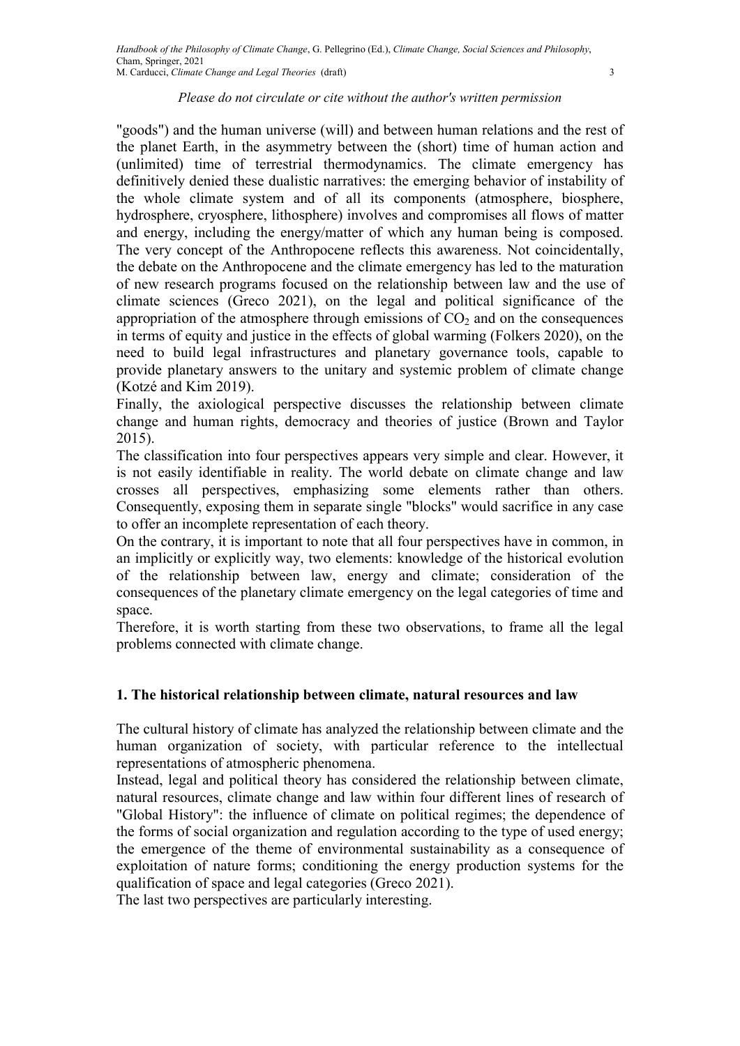"goods") and the human universe (will) and between human relations and the rest of the planet Earth, in the asymmetry between the (short) time of human action and (unlimited) time of terrestrial thermodynamics. The climate emergency has definitively denied these dualistic narratives: the emerging behavior of instability of the whole climate system and of all its components (atmosphere, biosphere, hydrosphere, cryosphere, lithosphere) involves and compromises all flows of matter and energy, including the energy/matter of which any human being is composed. The very concept of the Anthropocene reflects this awareness. Not coincidentally, the debate on the Anthropocene and the climate emergency has led to the maturation of new research programs focused on the relationship between law and the use of climate sciences (Greco 2021), on the legal and political significance of the appropriation of the atmosphere through emissions of $CO_2$ and on the consequences in terms of equity and justice in the effects of global warming (Folkers 2020), on the need to build legal infrastructures and planetary governance tools, capable to provide planetary answers to the unitary and systemic problem of climate change (Kotzé and Kim 2019).

Finally, the axiological perspective discusses the relationship between climate change and human rights, democracy and theories of justice (Brown and Taylor 2015).

The classification into four perspectives appears very simple and clear. However, it is not easily identifiable in reality. The world debate on climate change and law crosses all perspectives, emphasizing some elements rather than others. Consequently, exposing them in separate single "blocks" would sacrifice in any case to offer an incomplete representation of each theory.

On the contrary, it is important to note that all four perspectives have in common, in an implicitly or explicitly way, two elements: knowledge of the historical evolution of the relationship between law, energy and climate; consideration of the consequences of the planetary climate emergency on the legal categories of time and space.

Therefore, it is worth starting from these two observations, to frame all the legal problems connected with climate change.

## 1. The historical relationship between climate, natural resources and law

The cultural history of climate has analyzed the relationship between climate and the human organization of society, with particular reference to the intellectual representations of atmospheric phenomena.

Instead, legal and political theory has considered the relationship between climate, natural resources, climate change and law within four different lines of research of "Global History": the influence of climate on political regimes; the dependence of the forms of social organization and regulation according to the type of used energy; the emergence of the theme of environmental sustainability as a consequence of exploitation of nature forms; conditioning the energy production systems for the qualification of space and legal categories (Greco 2021).

The last two perspectives are particularly interesting.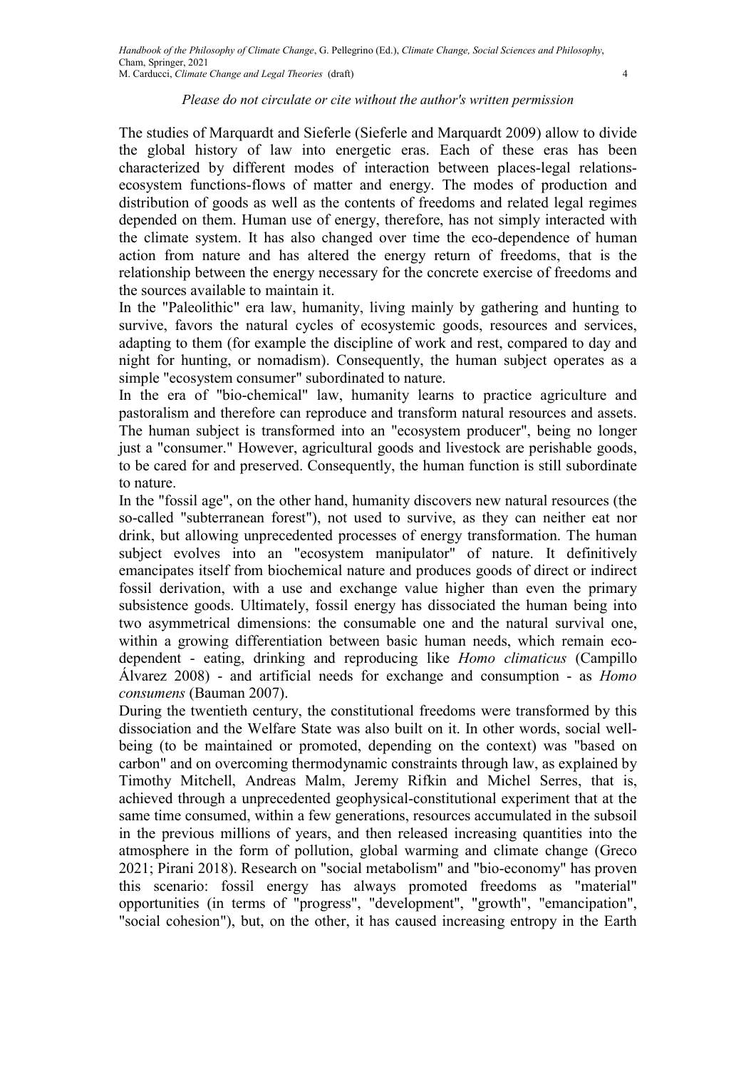The studies of Marquardt and Sieferle (Sieferle and Marquardt 2009) allow to divide the global history of law into energetic eras. Each of these eras has been characterized by different modes of interaction between places-legal relations-ecosystem functions-flows of matter and energy. The modes of production and distribution of goods as well as the contents of freedoms and related legal regimes depended on them. Human use of energy, therefore, has not simply interacted with the climate system. It has also changed over time the eco-dependence of human action from nature and has altered the energy return of freedoms, that is the relationship between the energy necessary for the concrete exercise of freedoms and the sources available to maintain it.

In the "Paleolithic" era law, humanity, living mainly by gathering and hunting to survive, favors the natural cycles of ecosystemic goods, resources and services, adapting to them (for example the discipline of work and rest, compared to day and night for hunting, or nomadism). Consequently, the human subject operates as a simple "ecosystem consumer" subordinated to nature.

In the era of "bio-chemical" law, humanity learns to practice agriculture and pastoralism and therefore can reproduce and transform natural resources and assets. The human subject is transformed into an "ecosystem producer", being no longer just a "consumer." However, agricultural goods and livestock are perishable goods, to be cared for and preserved. Consequently, the human function is still subordinate to nature.

In the "fossil age", on the other hand, humanity discovers new natural resources (the so-called "subterranean forest"), not used to survive, as they can neither eat nor drink, but allowing unprecedented processes of energy transformation. The human subject evolves into an "ecosystem manipulator" of nature. It definitively emancipates itself from biochemical nature and produces goods of direct or indirect fossil derivation, with a use and exchange value higher than even the primary subsistence goods. Ultimately, fossil energy has dissociated the human being into two asymmetrical dimensions: the consumable one and the natural survival one, within a growing differentiation between basic human needs, which remain eco-dependent - eating, drinking and reproducing like *Homo climaticus* (Campillo Álvarez 2008) - and artificial needs for exchange and consumption - as *Homo consumens* (Bauman 2007).

During the twentieth century, the constitutional freedoms were transformed by this dissociation and the Welfare State was also built on it. In other words, social well-being (to be maintained or promoted, depending on the context) was "based on carbon" and on overcoming thermodynamic constraints through law, as explained by Timothy Mitchell, Andreas Malm, Jeremy Rifkin and Michel Serres, that is, achieved through a unprecedented geophysical-constitutional experiment that at the same time consumed, within a few generations, resources accumulated in the subsoil in the previous millions of years, and then released increasing quantities into the atmosphere in the form of pollution, global warming and climate change (Greco 2021; Pirani 2018). Research on "social metabolism" and "bio-economy" has proven this scenario: fossil energy has always promoted freedoms as "material" opportunities (in terms of "progress", "development", "growth", "emancipation", "social cohesion"), but, on the other, it has caused increasing entropy in the Earth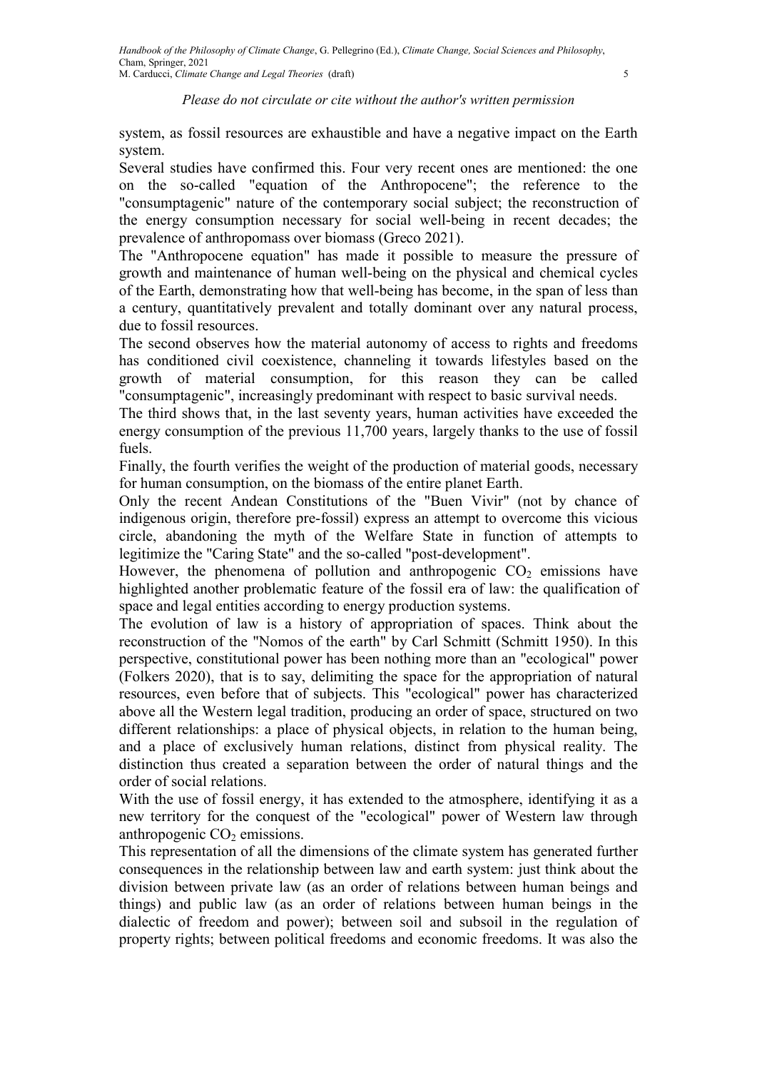system, as fossil resources are exhaustible and have a negative impact on the Earth system.

Several studies have confirmed this. Four very recent ones are mentioned: the one on the so-called "equation of the Anthropocene"; the reference to the "consumptagenic" nature of the contemporary social subject; the reconstruction of the energy consumption necessary for social well-being in recent decades; the prevalence of anthropomass over biomass (Greco 2021).

The "Anthropocene equation" has made it possible to measure the pressure of growth and maintenance of human well-being on the physical and chemical cycles of the Earth, demonstrating how that well-being has become, in the span of less than a century, quantitatively prevalent and totally dominant over any natural process, due to fossil resources.

The second observes how the material autonomy of access to rights and freedoms has conditioned civil coexistence, channeling it towards lifestyles based on the growth of material consumption, for this reason they can be called "consumptagenic", increasingly predominant with respect to basic survival needs.

The third shows that, in the last seventy years, human activities have exceeded the energy consumption of the previous 11,700 years, largely thanks to the use of fossil fuels.

Finally, the fourth verifies the weight of the production of material goods, necessary for human consumption, on the biomass of the entire planet Earth.

Only the recent Andean Constitutions of the "Buen Vivir" (not by chance of indigenous origin, therefore pre-fossil) express an attempt to overcome this vicious circle, abandoning the myth of the Welfare State in function of attempts to legitimize the "Caring State" and the so-called "post-development".

However, the phenomena of pollution and anthropogenic $CO_2$ emissions have highlighted another problematic feature of the fossil era of law: the qualification of space and legal entities according to energy production systems.

The evolution of law is a history of appropriation of spaces. Think about the reconstruction of the "Nomos of the earth" by Carl Schmitt (Schmitt 1950). In this perspective, constitutional power has been nothing more than an "ecological" power (Folkers 2020), that is to say, delimiting the space for the appropriation of natural resources, even before that of subjects. This "ecological" power has characterized above all the Western legal tradition, producing an order of space, structured on two different relationships: a place of physical objects, in relation to the human being, and a place of exclusively human relations, distinct from physical reality. The distinction thus created a separation between the order of natural things and the order of social relations.

With the use of fossil energy, it has extended to the atmosphere, identifying it as a new territory for the conquest of the "ecological" power of Western law through anthropogenic $CO_2$ emissions.

This representation of all the dimensions of the climate system has generated further consequences in the relationship between law and earth system: just think about the division between private law (as an order of relations between human beings and things) and public law (as an order of relations between human beings in the dialectic of freedom and power); between soil and subsoil in the regulation of property rights; between political freedoms and economic freedoms. It was also the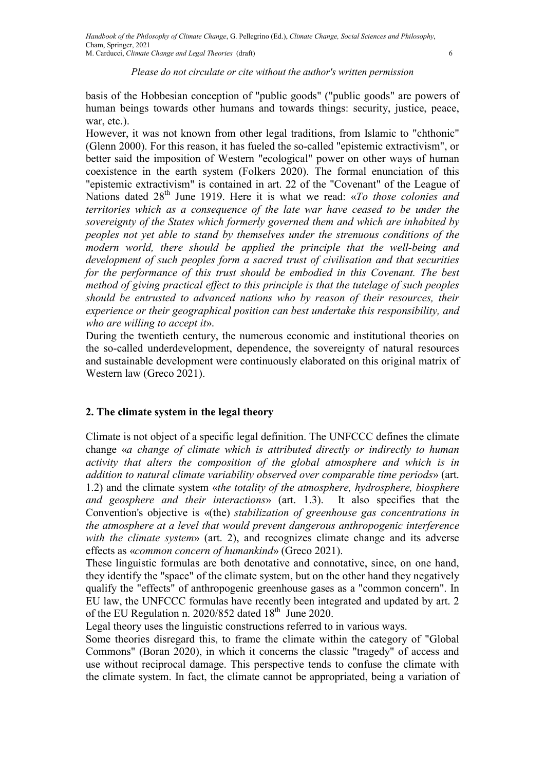basis of the Hobbesian conception of "public goods" ("public goods" are powers of human beings towards other humans and towards things: security, justice, peace, war, etc.).

However, it was not known from other legal traditions, from Islamic to "chthonic" (Glenn 2000). For this reason, it has fueled the so-called "epistemic extractivism", or better said the imposition of Western "ecological" power on other ways of human coexistence in the earth system (Folkers 2020). The formal enunciation of this "epistemic extractivism" is contained in art. 22 of the "Covenant" of the League of Nations dated 28th June 1919. Here it is what we read: «*To those colonies and territories which as a consequence of the late war have ceased to be under the sovereignty of the States which formerly governed them and which are inhabited by peoples not yet able to stand by themselves under the strenuous conditions of the modern world, there should be applied the principle that the well-being and development of such peoples form a sacred trust of civilisation and that securities for the performance of this trust should be embodied in this Covenant. The best method of giving practical effect to this principle is that the tutelage of such peoples should be entrusted to advanced nations who by reason of their resources, their experience or their geographical position can best undertake this responsibility, and who are willing to accept it*».

During the twentieth century, the numerous economic and institutional theories on the so-called underdevelopment, dependence, the sovereignty of natural resources and sustainable development were continuously elaborated on this original matrix of Western law (Greco 2021).

## 2. The climate system in the legal theory

Climate is not object of a specific legal definition. The UNFCCC defines the climate change «*a change of climate which is attributed directly or indirectly to human activity that alters the composition of the global atmosphere and which is in addition to natural climate variability observed over comparable time periods*» (art. 1.2) and the climate system «*the totality of the atmosphere, hydrosphere, biosphere and geosphere and their interactions*» (art. 1.3). It also specifies that the Convention's objective is «(the) *stabilization of greenhouse gas concentrations in the atmosphere at a level that would prevent dangerous anthropogenic interference with the climate system*» (art. 2), and recognizes climate change and its adverse effects as «*common concern of humankind*» (Greco 2021).

These linguistic formulas are both denotative and connotative, since, on one hand, they identify the "space" of the climate system, but on the other hand they negatively qualify the "effects" of anthropogenic greenhouse gases as a "common concern". In EU law, the UNFCCC formulas have recently been integrated and updated by art. 2 of the EU Regulation n. 2020/852 dated 18th June 2020.

Legal theory uses the linguistic constructions referred to in various ways.

Some theories disregard this, to frame the climate within the category of "Global Commons" (Boran 2020), in which it concerns the classic "tragedy" of access and use without reciprocal damage. This perspective tends to confuse the climate with the climate system. In fact, the climate cannot be appropriated, being a variation of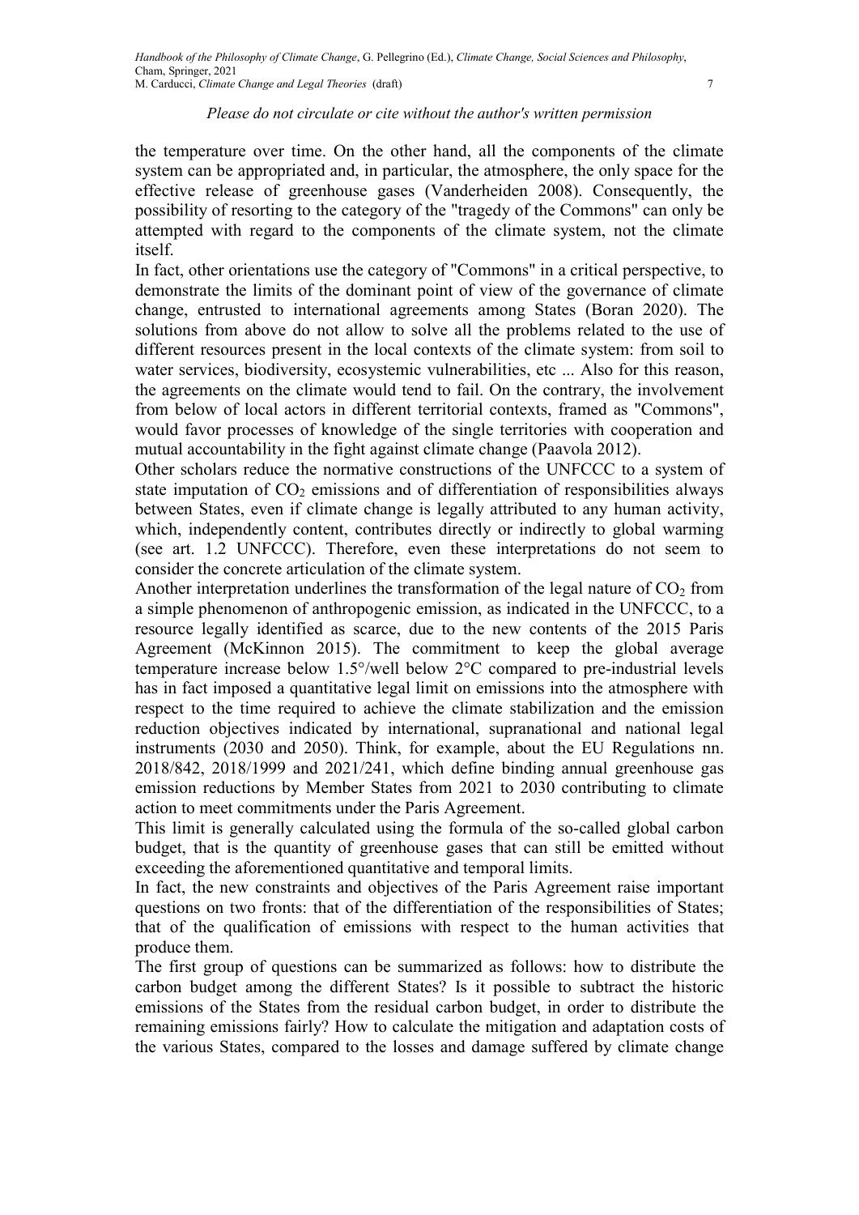the temperature over time. On the other hand, all the components of the climate system can be appropriated and, in particular, the atmosphere, the only space for the effective release of greenhouse gases (Vanderheiden 2008). Consequently, the possibility of resorting to the category of the "tragedy of the Commons" can only be attempted with regard to the components of the climate system, not the climate itself.

In fact, other orientations use the category of "Commons" in a critical perspective, to demonstrate the limits of the dominant point of view of the governance of climate change, entrusted to international agreements among States (Boran 2020). The solutions from above do not allow to solve all the problems related to the use of different resources present in the local contexts of the climate system: from soil to water services, biodiversity, ecosystemic vulnerabilities, etc ... Also for this reason, the agreements on the climate would tend to fail. On the contrary, the involvement from below of local actors in different territorial contexts, framed as "Commons", would favor processes of knowledge of the single territories with cooperation and mutual accountability in the fight against climate change (Paavola 2012).

Other scholars reduce the normative constructions of the UNFCCC to a system of state imputation of $CO_2$ emissions and of differentiation of responsibilities always between States, even if climate change is legally attributed to any human activity, which, independently content, contributes directly or indirectly to global warming (see art. 1.2 UNFCCC). Therefore, even these interpretations do not seem to consider the concrete articulation of the climate system.

Another interpretation underlines the transformation of the legal nature of $CO_2$ from a simple phenomenon of anthropogenic emission, as indicated in the UNFCCC, to a resource legally identified as scarce, due to the new contents of the 2015 Paris Agreement (McKinnon 2015). The commitment to keep the global average temperature increase below 1.5°/well below 2°C compared to pre-industrial levels has in fact imposed a quantitative legal limit on emissions into the atmosphere with respect to the time required to achieve the climate stabilization and the emission reduction objectives indicated by international, supranational and national legal instruments (2030 and 2050). Think, for example, about the EU Regulations nn. 2018/842, 2018/1999 and 2021/241, which define binding annual greenhouse gas emission reductions by Member States from 2021 to 2030 contributing to climate action to meet commitments under the Paris Agreement.

This limit is generally calculated using the formula of the so-called global carbon budget, that is the quantity of greenhouse gases that can still be emitted without exceeding the aforementioned quantitative and temporal limits.

In fact, the new constraints and objectives of the Paris Agreement raise important questions on two fronts: that of the differentiation of the responsibilities of States; that of the qualification of emissions with respect to the human activities that produce them.

The first group of questions can be summarized as follows: how to distribute the carbon budget among the different States? Is it possible to subtract the historic emissions of the States from the residual carbon budget, in order to distribute the remaining emissions fairly? How to calculate the mitigation and adaptation costs of the various States, compared to the losses and damage suffered by climate change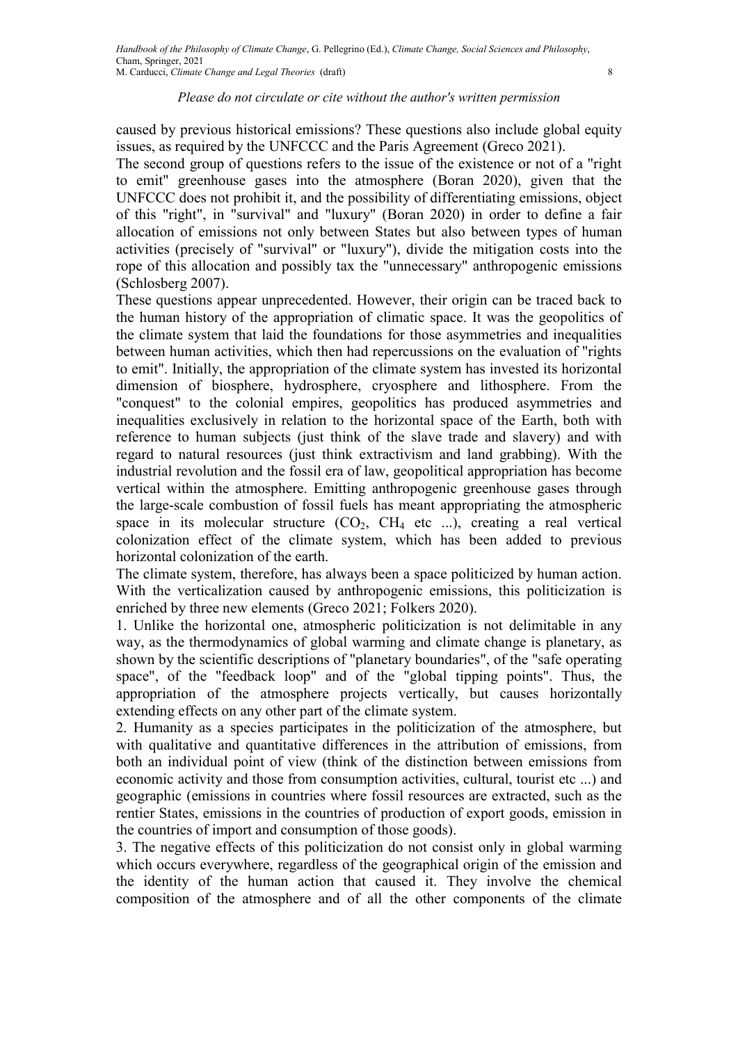caused by previous historical emissions? These questions also include global equity issues, as required by the UNFCCC and the Paris Agreement (Greco 2021).

The second group of questions refers to the issue of the existence or not of a "right to emit" greenhouse gases into the atmosphere (Boran 2020), given that the UNFCCC does not prohibit it, and the possibility of differentiating emissions, object of this "right", in "survival" and "luxury" (Boran 2020) in order to define a fair allocation of emissions not only between States but also between types of human activities (precisely of "survival" or "luxury"), divide the mitigation costs into the rope of this allocation and possibly tax the "unnecessary" anthropogenic emissions (Schlosberg 2007).

These questions appear unprecedented. However, their origin can be traced back to the human history of the appropriation of climatic space. It was the geopolitics of the climate system that laid the foundations for those asymmetries and inequalities between human activities, which then had repercussions on the evaluation of "rights to emit". Initially, the appropriation of the climate system has invested its horizontal dimension of biosphere, hydrosphere, cryosphere and lithosphere. From the "conquest" to the colonial empires, geopolitics has produced asymmetries and inequalities exclusively in relation to the horizontal space of the Earth, both with reference to human subjects (just think of the slave trade and slavery) and with regard to natural resources (just think extractivism and land grabbing). With the industrial revolution and the fossil era of law, geopolitical appropriation has become vertical within the atmosphere. Emitting anthropogenic greenhouse gases through the large-scale combustion of fossil fuels has meant appropriating the atmospheric space in its molecular structure ($CO_2$, $CH_4$ etc ...), creating a real vertical colonization effect of the climate system, which has been added to previous horizontal colonization of the earth.

The climate system, therefore, has always been a space politicized by human action. With the verticalization caused by anthropogenic emissions, this politicization is enriched by three new elements (Greco 2021; Folkers 2020).

1. Unlike the horizontal one, atmospheric politicization is not delimitable in any way, as the thermodynamics of global warming and climate change is planetary, as shown by the scientific descriptions of "planetary boundaries", of the "safe operating space", of the "feedback loop" and of the "global tipping points". Thus, the appropriation of the atmosphere projects vertically, but causes horizontally extending effects on any other part of the climate system.

2. Humanity as a species participates in the politicization of the atmosphere, but with qualitative and quantitative differences in the attribution of emissions, from both an individual point of view (think of the distinction between emissions from economic activity and those from consumption activities, cultural, tourist etc ...) and geographic (emissions in countries where fossil resources are extracted, such as the rentier States, emissions in the countries of production of export goods, emission in the countries of import and consumption of those goods).

3. The negative effects of this politicization do not consist only in global warming which occurs everywhere, regardless of the geographical origin of the emission and the identity of the human action that caused it. They involve the chemical composition of the atmosphere and of all the other components of the climate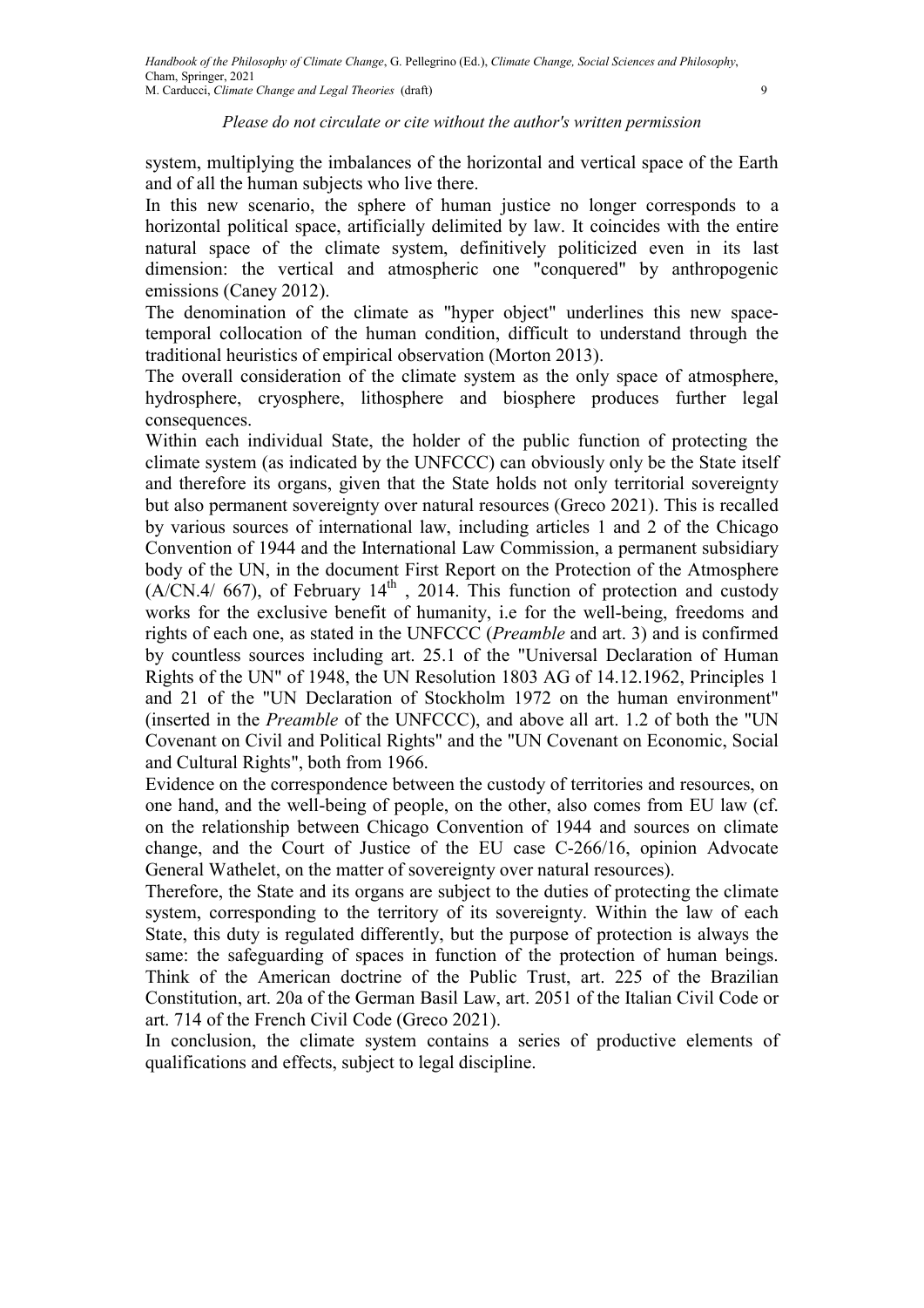system, multiplying the imbalances of the horizontal and vertical space of the Earth and of all the human subjects who live there.

In this new scenario, the sphere of human justice no longer corresponds to a horizontal political space, artificially delimited by law. It coincides with the entire natural space of the climate system, definitively politicized even in its last dimension: the vertical and atmospheric one "conquered" by anthropogenic emissions (Caney 2012).

The denomination of the climate as "hyper object" underlines this new space-temporal collocation of the human condition, difficult to understand through the traditional heuristics of empirical observation (Morton 2013).

The overall consideration of the climate system as the only space of atmosphere, hydrosphere, cryosphere, lithosphere and biosphere produces further legal consequences.

Within each individual State, the holder of the public function of protecting the climate system (as indicated by the UNFCCC) can obviously only be the State itself and therefore its organs, given that the State holds not only territorial sovereignty but also permanent sovereignty over natural resources (Greco 2021). This is recalled by various sources of international law, including articles 1 and 2 of the Chicago Convention of 1944 and the International Law Commission, a permanent subsidiary body of the UN, in the document First Report on the Protection of the Atmosphere (A/CN.4/ 667), of February 14th , 2014. This function of protection and custody works for the exclusive benefit of humanity, i.e for the well-being, freedoms and rights of each one, as stated in the UNFCCC (*Preamble* and art. 3) and is confirmed by countless sources including art. 25.1 of the "Universal Declaration of Human Rights of the UN" of 1948, the UN Resolution 1803 AG of 14.12.1962, Principles 1 and 21 of the "UN Declaration of Stockholm 1972 on the human environment" (inserted in the *Preamble* of the UNFCCC), and above all art. 1.2 of both the "UN Covenant on Civil and Political Rights" and the "UN Covenant on Economic, Social and Cultural Rights", both from 1966.

Evidence on the correspondence between the custody of territories and resources, on one hand, and the well-being of people, on the other, also comes from EU law (cf. on the relationship between Chicago Convention of 1944 and sources on climate change, and the Court of Justice of the EU case C-266/16, opinion Advocate General Wathelet, on the matter of sovereignty over natural resources).

Therefore, the State and its organs are subject to the duties of protecting the climate system, corresponding to the territory of its sovereignty. Within the law of each State, this duty is regulated differently, but the purpose of protection is always the same: the safeguarding of spaces in function of the protection of human beings. Think of the American doctrine of the Public Trust, art. 225 of the Brazilian Constitution, art. 20a of the German Basil Law, art. 2051 of the Italian Civil Code or art. 714 of the French Civil Code (Greco 2021).

In conclusion, the climate system contains a series of productive elements of qualifications and effects, subject to legal discipline.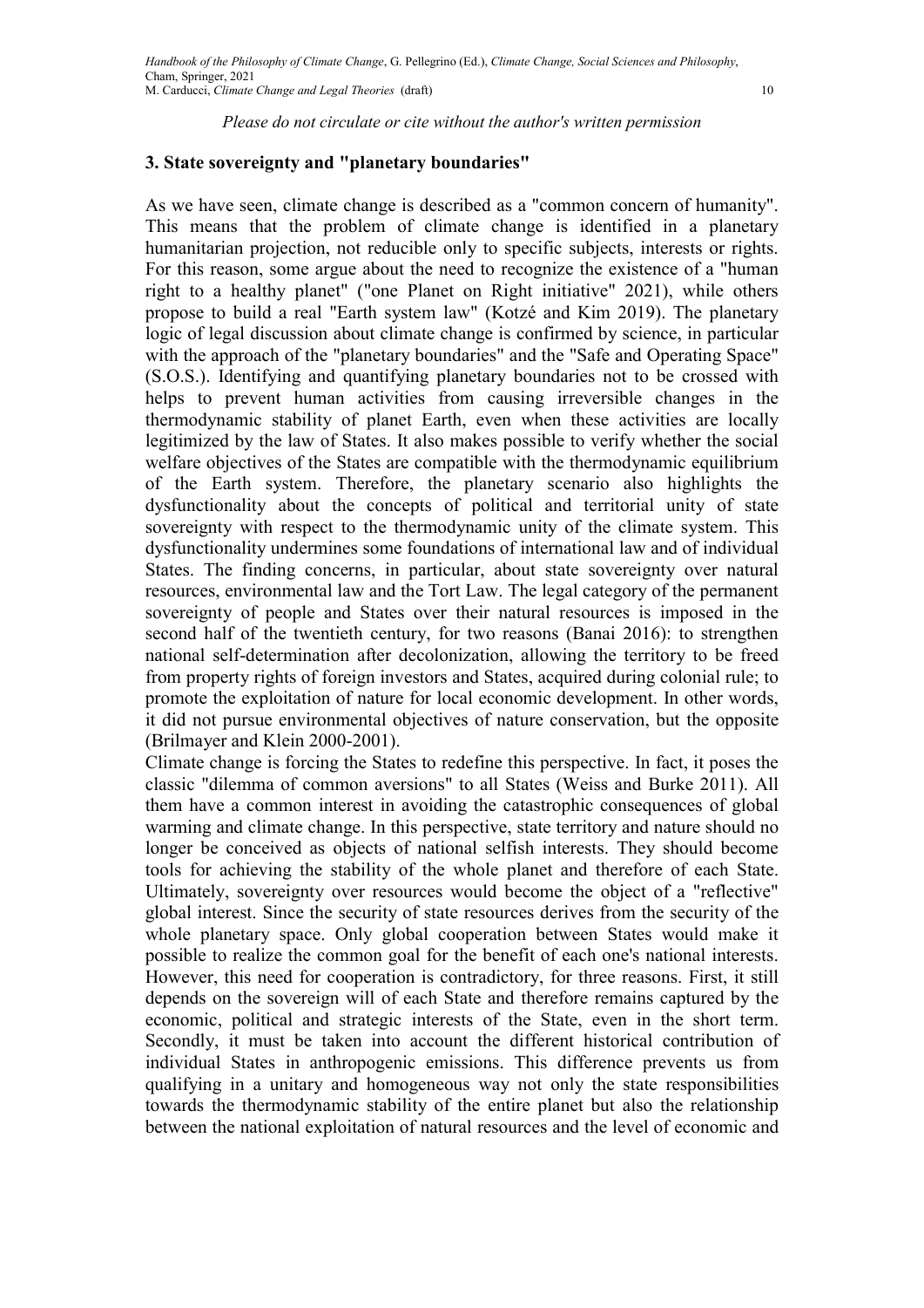*Please do not circulate or cite without the author's written permission*

## 3. State sovereignty and "planetary boundaries"

As we have seen, climate change is described as a "common concern of humanity". This means that the problem of climate change is identified in a planetary humanitarian projection, not reducible only to specific subjects, interests or rights. For this reason, some argue about the need to recognize the existence of a "human right to a healthy planet" ("one Planet on Right initiative" 2021), while others propose to build a real "Earth system law" (Kotzé and Kim 2019). The planetary logic of legal discussion about climate change is confirmed by science, in particular with the approach of the "planetary boundaries" and the "Safe and Operating Space" (S.O.S.). Identifying and quantifying planetary boundaries not to be crossed with helps to prevent human activities from causing irreversible changes in the thermodynamic stability of planet Earth, even when these activities are locally legitimized by the law of States. It also makes possible to verify whether the social welfare objectives of the States are compatible with the thermodynamic equilibrium of the Earth system. Therefore, the planetary scenario also highlights the dysfunctionality about the concepts of political and territorial unity of state sovereignty with respect to the thermodynamic unity of the climate system. This dysfunctionality undermines some foundations of international law and of individual States. The finding concerns, in particular, about state sovereignty over natural resources, environmental law and the Tort Law. The legal category of the permanent sovereignty of people and States over their natural resources is imposed in the second half of the twentieth century, for two reasons (Banai 2016): to strengthen national self-determination after decolonization, allowing the territory to be freed from property rights of foreign investors and States, acquired during colonial rule; to promote the exploitation of nature for local economic development. In other words, it did not pursue environmental objectives of nature conservation, but the opposite (Brilmayer and Klein 2000-2001).

Climate change is forcing the States to redefine this perspective. In fact, it poses the classic "dilemma of common aversions" to all States (Weiss and Burke 2011). All them have a common interest in avoiding the catastrophic consequences of global warming and climate change. In this perspective, state territory and nature should no longer be conceived as objects of national selfish interests. They should become tools for achieving the stability of the whole planet and therefore of each State. Ultimately, sovereignty over resources would become the object of a "reflective" global interest. Since the security of state resources derives from the security of the whole planetary space. Only global cooperation between States would make it possible to realize the common goal for the benefit of each one's national interests. However, this need for cooperation is contradictory, for three reasons. First, it still depends on the sovereign will of each State and therefore remains captured by the economic, political and strategic interests of the State, even in the short term. Secondly, it must be taken into account the different historical contribution of individual States in anthropogenic emissions. This difference prevents us from qualifying in a unitary and homogeneous way not only the state responsibilities towards the thermodynamic stability of the entire planet but also the relationship between the national exploitation of natural resources and the level of economic and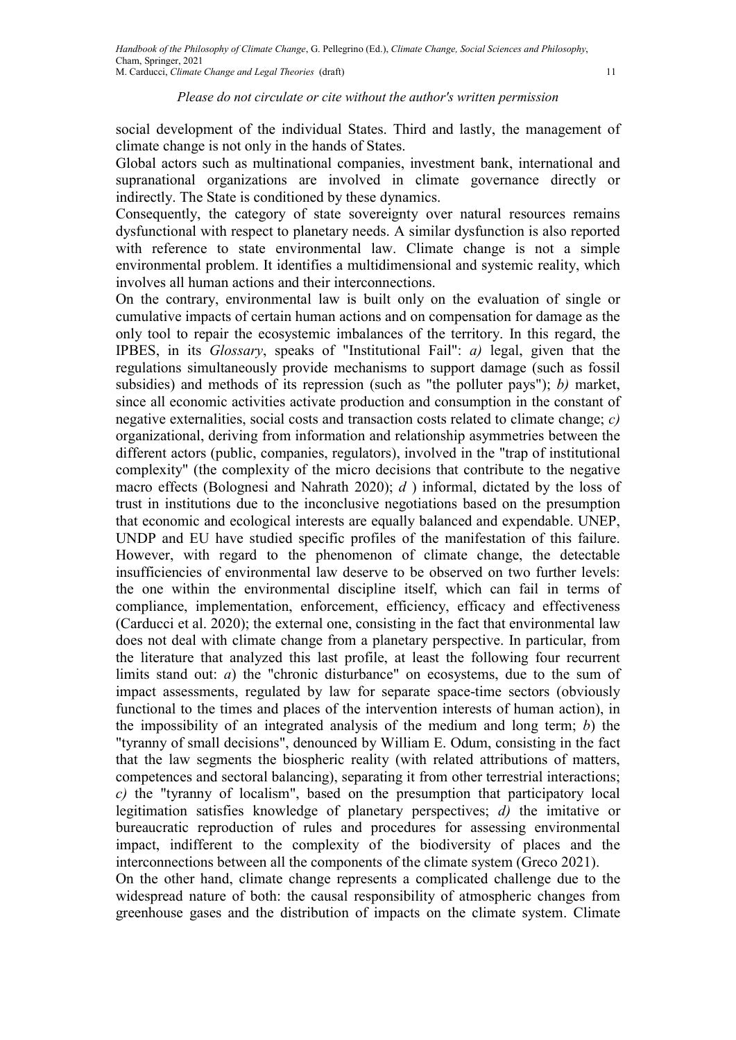social development of the individual States. Third and lastly, the management of climate change is not only in the hands of States.

Global actors such as multinational companies, investment bank, international and supranational organizations are involved in climate governance directly or indirectly. The State is conditioned by these dynamics.

Consequently, the category of state sovereignty over natural resources remains dysfunctional with respect to planetary needs. A similar dysfunction is also reported with reference to state environmental law. Climate change is not a simple environmental problem. It identifies a multidimensional and systemic reality, which involves all human actions and their interconnections.

On the contrary, environmental law is built only on the evaluation of single or cumulative impacts of certain human actions and on compensation for damage as the only tool to repair the ecosystemic imbalances of the territory. In this regard, the IPBES, in its *Glossary*, speaks of "Institutional Fail": *a)* legal, given that the regulations simultaneously provide mechanisms to support damage (such as fossil subsidies) and methods of its repression (such as "the polluter pays"); *b)* market, since all economic activities activate production and consumption in the constant of negative externalities, social costs and transaction costs related to climate change; *c)* organizational, deriving from information and relationship asymmetries between the different actors (public, companies, regulators), involved in the "trap of institutional complexity" (the complexity of the micro decisions that contribute to the negative macro effects (Bolognesi and Nahrath 2020); *d* ) informal, dictated by the loss of trust in institutions due to the inconclusive negotiations based on the presumption that economic and ecological interests are equally balanced and expendable. UNEP, UNDP and EU have studied specific profiles of the manifestation of this failure. However, with regard to the phenomenon of climate change, the detectable insufficiencies of environmental law deserve to be observed on two further levels: the one within the environmental discipline itself, which can fail in terms of compliance, implementation, enforcement, efficiency, efficacy and effectiveness (Carducci et al. 2020); the external one, consisting in the fact that environmental law does not deal with climate change from a planetary perspective. In particular, from the literature that analyzed this last profile, at least the following four recurrent limits stand out: *a*) the "chronic disturbance" on ecosystems, due to the sum of impact assessments, regulated by law for separate space-time sectors (obviously functional to the times and places of the intervention interests of human action), in the impossibility of an integrated analysis of the medium and long term; *b*) the "tyranny of small decisions", denounced by William E. Odum, consisting in the fact that the law segments the biospheric reality (with related attributions of matters, competences and sectoral balancing), separating it from other terrestrial interactions; *c)* the "tyranny of localism", based on the presumption that participatory local legitimation satisfies knowledge of planetary perspectives; *d)* the imitative or bureaucratic reproduction of rules and procedures for assessing environmental impact, indifferent to the complexity of the biodiversity of places and the interconnections between all the components of the climate system (Greco 2021).

On the other hand, climate change represents a complicated challenge due to the widespread nature of both: the causal responsibility of atmospheric changes from greenhouse gases and the distribution of impacts on the climate system. Climate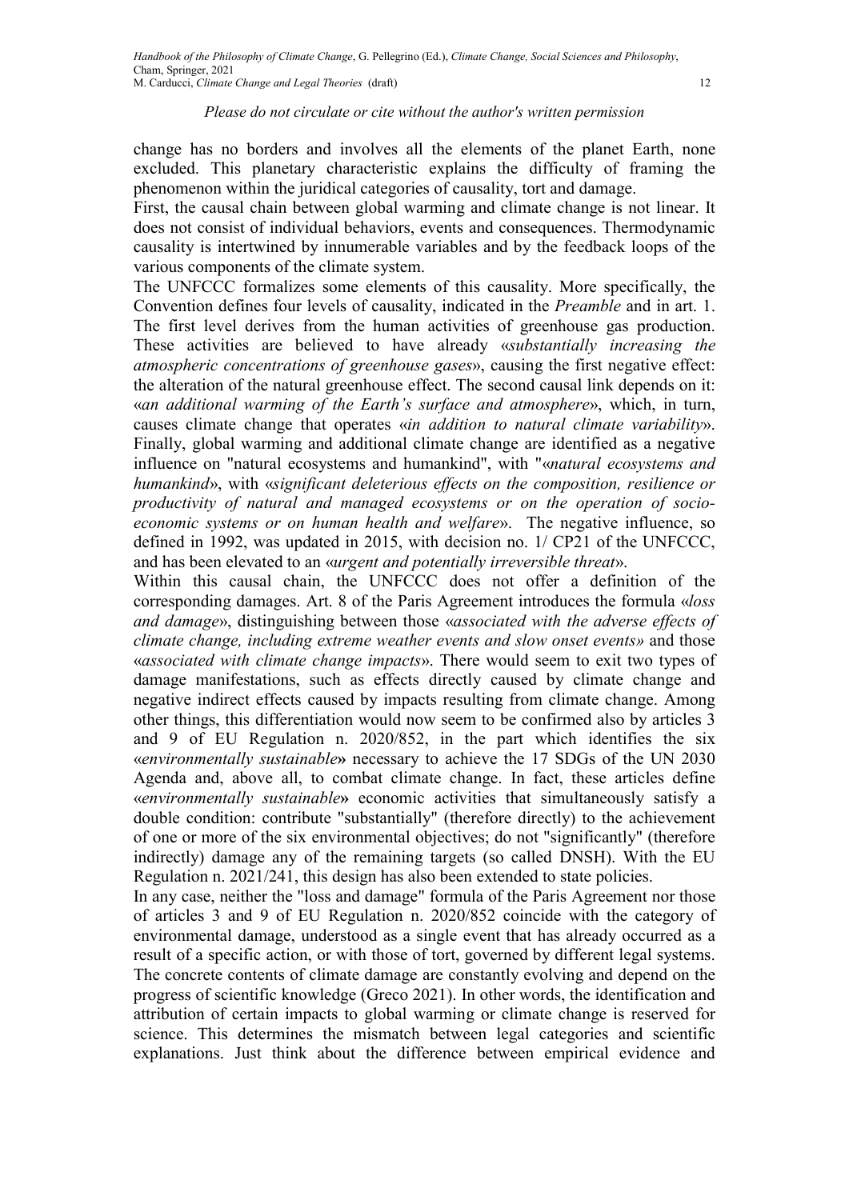change has no borders and involves all the elements of the planet Earth, none excluded. This planetary characteristic explains the difficulty of framing the phenomenon within the juridical categories of causality, tort and damage.

First, the causal chain between global warming and climate change is not linear. It does not consist of individual behaviors, events and consequences. Thermodynamic causality is intertwined by innumerable variables and by the feedback loops of the various components of the climate system.

The UNFCCC formalizes some elements of this causality. More specifically, the Convention defines four levels of causality, indicated in the *Preamble* and in art. 1. The first level derives from the human activities of greenhouse gas production. These activities are believed to have already «*substantially increasing the atmospheric concentrations of greenhouse gases*», causing the first negative effect: the alteration of the natural greenhouse effect. The second causal link depends on it: «*an additional warming of the Earth's surface and atmosphere*», which, in turn, causes climate change that operates «*in addition to natural climate variability*». Finally, global warming and additional climate change are identified as a negative influence on "natural ecosystems and humankind", with "«*natural ecosystems and humankind*», with «*significant deleterious effects on the composition, resilience or productivity of natural and managed ecosystems or on the operation of socio-economic systems or on human health and welfare*». The negative influence, so defined in 1992, was updated in 2015, with decision no. 1/ CP21 of the UNFCCC, and has been elevated to an «*urgent and potentially irreversible threat*».

Within this causal chain, the UNFCCC does not offer a definition of the corresponding damages. Art. 8 of the Paris Agreement introduces the formula «*loss and damage*», distinguishing between those «*associated with the adverse effects of climate change, including extreme weather events and slow onset events»* and those «*associated with climate change impacts*». There would seem to exit two types of damage manifestations, such as effects directly caused by climate change and negative indirect effects caused by impacts resulting from climate change. Among other things, this differentiation would now seem to be confirmed also by articles 3 and 9 of EU Regulation n. 2020/852, in the part which identifies the six «*environmentally sustainable*» necessary to achieve the 17 SDGs of the UN 2030 Agenda and, above all, to combat climate change. In fact, these articles define «*environmentally sustainable*» economic activities that simultaneously satisfy a double condition: contribute "substantially" (therefore directly) to the achievement of one or more of the six environmental objectives; do not "significantly" (therefore indirectly) damage any of the remaining targets (so called DNSH). With the EU Regulation n. 2021/241, this design has also been extended to state policies.

In any case, neither the "loss and damage" formula of the Paris Agreement nor those of articles 3 and 9 of EU Regulation n. 2020/852 coincide with the category of environmental damage, understood as a single event that has already occurred as a result of a specific action, or with those of tort, governed by different legal systems. The concrete contents of climate damage are constantly evolving and depend on the progress of scientific knowledge (Greco 2021). In other words, the identification and attribution of certain impacts to global warming or climate change is reserved for science. This determines the mismatch between legal categories and scientific explanations. Just think about the difference between empirical evidence and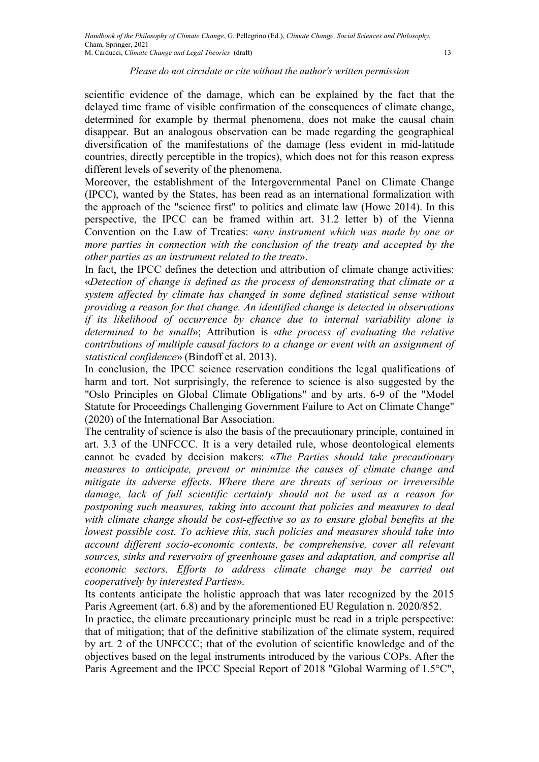scientific evidence of the damage, which can be explained by the fact that the delayed time frame of visible confirmation of the consequences of climate change, determined for example by thermal phenomena, does not make the causal chain disappear. But an analogous observation can be made regarding the geographical diversification of the manifestations of the damage (less evident in mid-latitude countries, directly perceptible in the tropics), which does not for this reason express different levels of severity of the phenomena.

Moreover, the establishment of the Intergovernmental Panel on Climate Change (IPCC), wanted by the States, has been read as an international formalization with the approach of the "science first" to politics and climate law (Howe 2014). In this perspective, the IPCC can be framed within art. 31.2 letter b) of the Vienna Convention on the Law of Treaties: «*any instrument which was made by one or more parties in connection with the conclusion of the treaty and accepted by the other parties as an instrument related to the treat*».

In fact, the IPCC defines the detection and attribution of climate change activities: «*Detection of change is defined as the process of demonstrating that climate or a system affected by climate has changed in some defined statistical sense without providing a reason for that change. An identified change is detected in observations if its likelihood of occurrence by chance due to internal variability alone is determined to be small*»; Attribution is «*the process of evaluating the relative contributions of multiple causal factors to a change or event with an assignment of statistical confidence*» (Bindoff et al. 2013).

In conclusion, the IPCC science reservation conditions the legal qualifications of harm and tort. Not surprisingly, the reference to science is also suggested by the "Oslo Principles on Global Climate Obligations" and by arts. 6-9 of the "Model Statute for Proceedings Challenging Government Failure to Act on Climate Change" (2020) of the International Bar Association.

The centrality of science is also the basis of the precautionary principle, contained in art. 3.3 of the UNFCCC. It is a very detailed rule, whose deontological elements cannot be evaded by decision makers: «*The Parties should take precautionary measures to anticipate, prevent or minimize the causes of climate change and mitigate its adverse effects. Where there are threats of serious or irreversible damage, lack of full scientific certainty should not be used as a reason for postponing such measures, taking into account that policies and measures to deal with climate change should be cost-effective so as to ensure global benefits at the lowest possible cost. To achieve this, such policies and measures should take into account different socio-economic contexts, be comprehensive, cover all relevant sources, sinks and reservoirs of greenhouse gases and adaptation, and comprise all economic sectors. Efforts to address climate change may be carried out cooperatively by interested Parties*».

Its contents anticipate the holistic approach that was later recognized by the 2015 Paris Agreement (art. 6.8) and by the aforementioned EU Regulation n. 2020/852.

In practice, the climate precautionary principle must be read in a triple perspective: that of mitigation; that of the definitive stabilization of the climate system, required by art. 2 of the UNFCCC; that of the evolution of scientific knowledge and of the objectives based on the legal instruments introduced by the various COPs. After the Paris Agreement and the IPCC Special Report of 2018 "Global Warming of 1.5°C",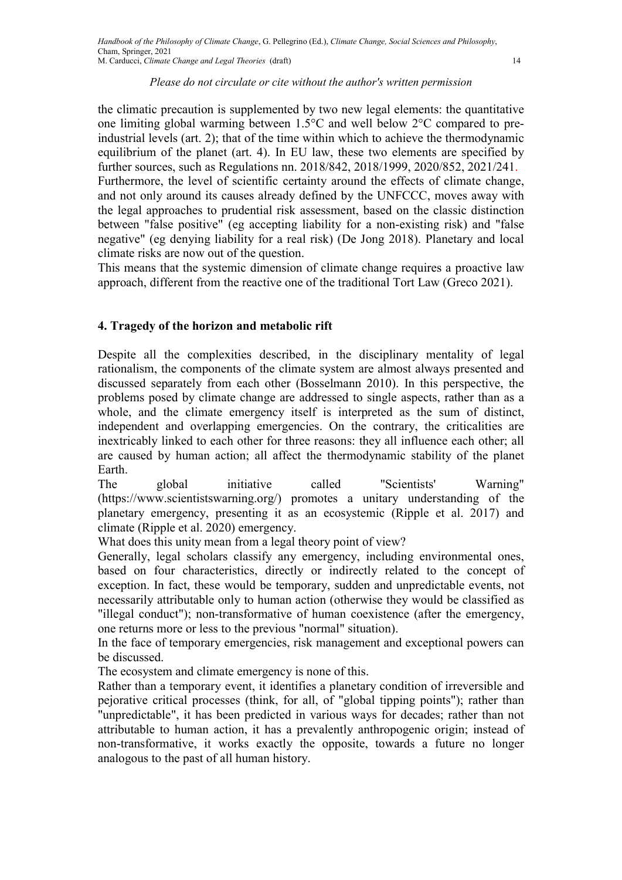the climatic precaution is supplemented by two new legal elements: the quantitative one limiting global warming between 1.5°C and well below 2°C compared to pre-industrial levels (art. 2); that of the time within which to achieve the thermodynamic equilibrium of the planet (art. 4). In EU law, these two elements are specified by further sources, such as Regulations nn. 2018/842, 2018/1999, 2020/852, 2021/241.

Furthermore, the level of scientific certainty around the effects of climate change, and not only around its causes already defined by the UNFCCC, moves away with the legal approaches to prudential risk assessment, based on the classic distinction between "false positive" (eg accepting liability for a non-existing risk) and "false negative" (eg denying liability for a real risk) (De Jong 2018). Planetary and local climate risks are now out of the question.

This means that the systemic dimension of climate change requires a proactive law approach, different from the reactive one of the traditional Tort Law (Greco 2021).

## 4. Tragedy of the horizon and metabolic rift

Despite all the complexities described, in the disciplinary mentality of legal rationalism, the components of the climate system are almost always presented and discussed separately from each other (Bosselmann 2010). In this perspective, the problems posed by climate change are addressed to single aspects, rather than as a whole, and the climate emergency itself is interpreted as the sum of distinct, independent and overlapping emergencies. On the contrary, the criticalities are inextricably linked to each other for three reasons: they all influence each other; all are caused by human action; all affect the thermodynamic stability of the planet Earth.

The global initiative called "Scientists' Warning" (https://www.scientistswarning.org/) promotes a unitary understanding of the planetary emergency, presenting it as an ecosystemic (Ripple et al. 2017) and climate (Ripple et al. 2020) emergency.

What does this unity mean from a legal theory point of view?

Generally, legal scholars classify any emergency, including environmental ones, based on four characteristics, directly or indirectly related to the concept of exception. In fact, these would be temporary, sudden and unpredictable events, not necessarily attributable only to human action (otherwise they would be classified as "illegal conduct"); non-transformative of human coexistence (after the emergency, one returns more or less to the previous "normal" situation).

In the face of temporary emergencies, risk management and exceptional powers can be discussed.

The ecosystem and climate emergency is none of this.

Rather than a temporary event, it identifies a planetary condition of irreversible and pejorative critical processes (think, for all, of "global tipping points"); rather than "unpredictable", it has been predicted in various ways for decades; rather than not attributable to human action, it has a prevalently anthropogenic origin; instead of non-transformative, it works exactly the opposite, towards a future no longer analogous to the past of all human history.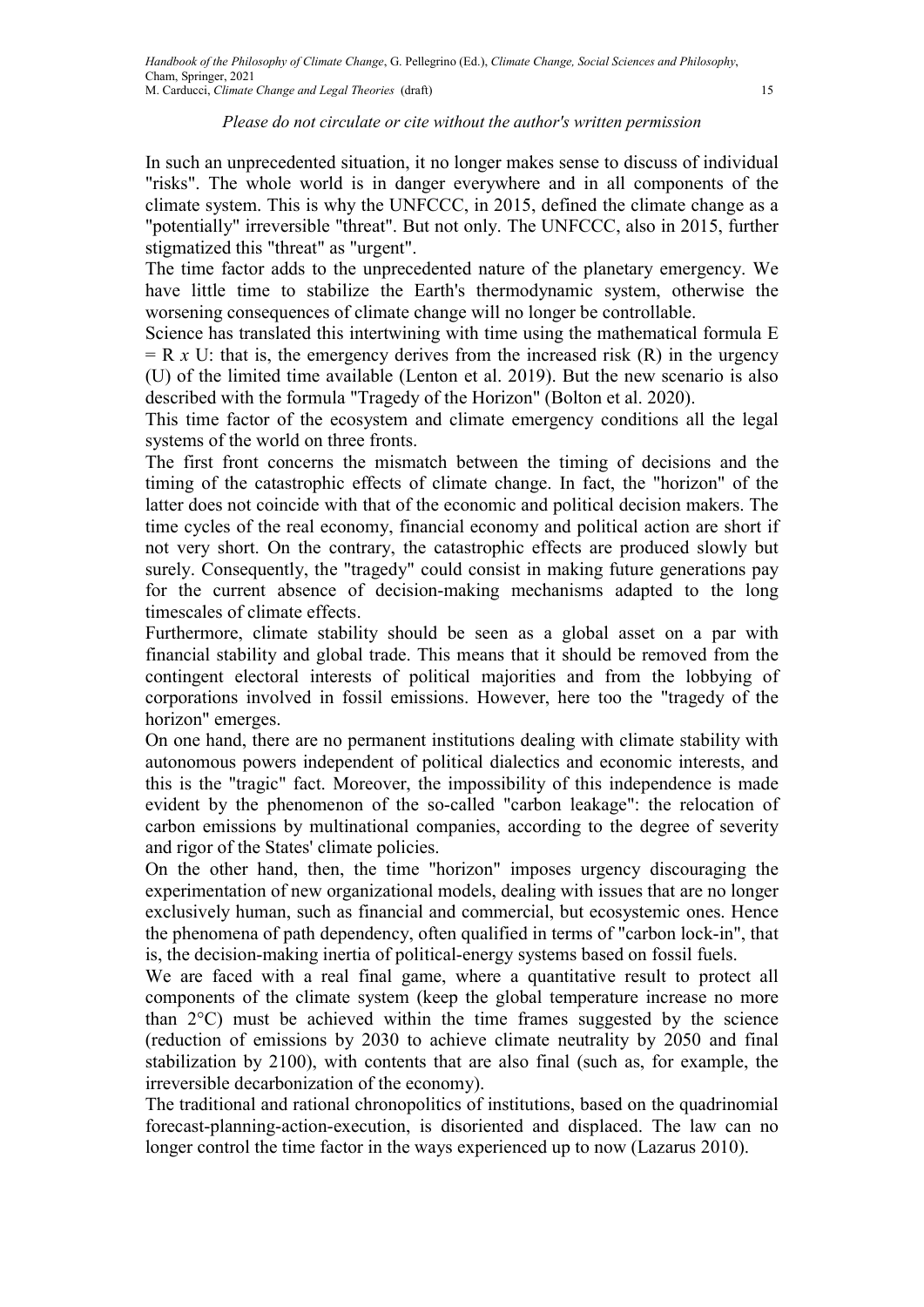*Please do not circulate or cite without the author's written permission*

In such an unprecedented situation, it no longer makes sense to discuss of individual "risks". The whole world is in danger everywhere and in all components of the climate system. This is why the UNFCCC, in 2015, defined the climate change as a "potentially" irreversible "threat". But not only. The UNFCCC, also in 2015, further stigmatized this "threat" as "urgent".

The time factor adds to the unprecedented nature of the planetary emergency. We have little time to stabilize the Earth's thermodynamic system, otherwise the worsening consequences of climate change will no longer be controllable.

Science has translated this intertwining with time using the mathematical formula $E = R \times U$: that is, the emergency derives from the increased risk (R) in the urgency (U) of the limited time available (Lenton et al. 2019). But the new scenario is also described with the formula "Tragedy of the Horizon" (Bolton et al. 2020).

This time factor of the ecosystem and climate emergency conditions all the legal systems of the world on three fronts.

The first front concerns the mismatch between the timing of decisions and the timing of the catastrophic effects of climate change. In fact, the "horizon" of the latter does not coincide with that of the economic and political decision makers. The time cycles of the real economy, financial economy and political action are short if not very short. On the contrary, the catastrophic effects are produced slowly but surely. Consequently, the "tragedy" could consist in making future generations pay for the current absence of decision-making mechanisms adapted to the long timescales of climate effects.

Furthermore, climate stability should be seen as a global asset on a par with financial stability and global trade. This means that it should be removed from the contingent electoral interests of political majorities and from the lobbying of corporations involved in fossil emissions. However, here too the "tragedy of the horizon" emerges.

On one hand, there are no permanent institutions dealing with climate stability with autonomous powers independent of political dialectics and economic interests, and this is the "tragic" fact. Moreover, the impossibility of this independence is made evident by the phenomenon of the so-called "carbon leakage": the relocation of carbon emissions by multinational companies, according to the degree of severity and rigor of the States' climate policies.

On the other hand, then, the time "horizon" imposes urgency discouraging the experimentation of new organizational models, dealing with issues that are no longer exclusively human, such as financial and commercial, but ecosystemic ones. Hence the phenomena of path dependency, often qualified in terms of "carbon lock-in", that is, the decision-making inertia of political-energy systems based on fossil fuels.

We are faced with a real final game, where a quantitative result to protect all components of the climate system (keep the global temperature increase no more than 2°C) must be achieved within the time frames suggested by the science (reduction of emissions by 2030 to achieve climate neutrality by 2050 and final stabilization by 2100), with contents that are also final (such as, for example, the irreversible decarbonization of the economy).

The traditional and rational chronopolitics of institutions, based on the quadrinomial forecast-planning-action-execution, is disoriented and displaced. The law can no longer control the time factor in the ways experienced up to now (Lazarus 2010).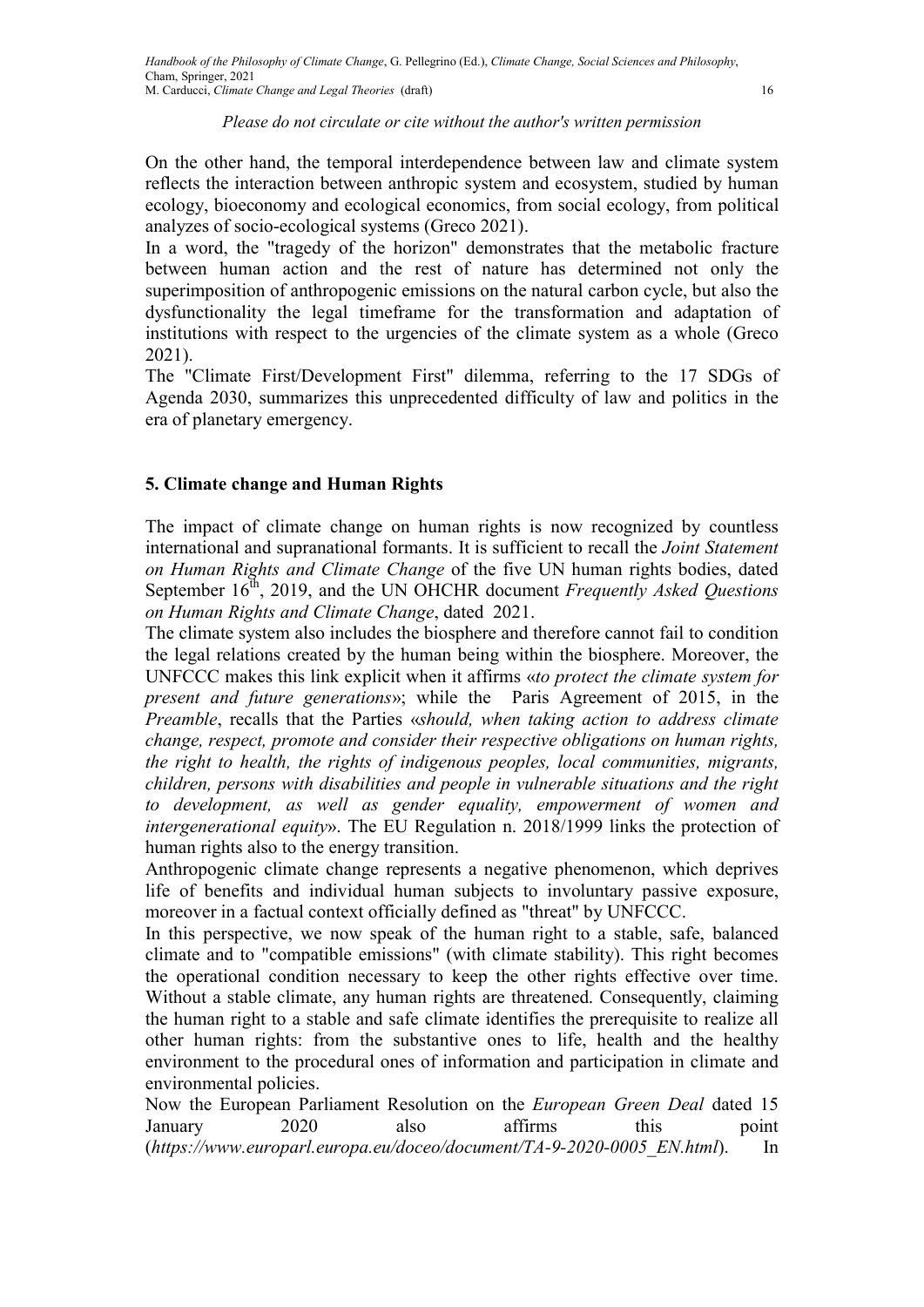On the other hand, the temporal interdependence between law and climate system reflects the interaction between anthropic system and ecosystem, studied by human ecology, bioeconomy and ecological economics, from social ecology, from political analyzes of socio-ecological systems (Greco 2021).

In a word, the "tragedy of the horizon" demonstrates that the metabolic fracture between human action and the rest of nature has determined not only the superimposition of anthropogenic emissions on the natural carbon cycle, but also the dysfunctionality the legal timeframe for the transformation and adaptation of institutions with respect to the urgencies of the climate system as a whole (Greco 2021).

The "Climate First/Development First" dilemma, referring to the 17 SDGs of Agenda 2030, summarizes this unprecedented difficulty of law and politics in the era of planetary emergency.

## 5. Climate change and Human Rights

The impact of climate change on human rights is now recognized by countless international and supranational formants. It is sufficient to recall the *Joint Statement on Human Rights and Climate Change* of the five UN human rights bodies, dated September 16th, 2019, and the UN OHCHR document *Frequently Asked Questions on Human Rights and Climate Change*, dated 2021.

The climate system also includes the biosphere and therefore cannot fail to condition the legal relations created by the human being within the biosphere. Moreover, the UNFCCC makes this link explicit when it affirms «*to protect the climate system for present and future generations*»; while the Paris Agreement of 2015, in the *Preamble*, recalls that the Parties «*should, when taking action to address climate change, respect, promote and consider their respective obligations on human rights, the right to health, the rights of indigenous peoples, local communities, migrants, children, persons with disabilities and people in vulnerable situations and the right to development, as well as gender equality, empowerment of women and intergenerational equity*». The EU Regulation n. 2018/1999 links the protection of human rights also to the energy transition.

Anthropogenic climate change represents a negative phenomenon, which deprives life of benefits and individual human subjects to involuntary passive exposure, moreover in a factual context officially defined as "threat" by UNFCCC.

In this perspective, we now speak of the human right to a stable, safe, balanced climate and to "compatible emissions" (with climate stability). This right becomes the operational condition necessary to keep the other rights effective over time. Without a stable climate, any human rights are threatened. Consequently, claiming the human right to a stable and safe climate identifies the prerequisite to realize all other human rights: from the substantive ones to life, health and the healthy environment to the procedural ones of information and participation in climate and environmental policies.

Now the European Parliament Resolution on the *European Green Deal* dated 15 January 2020 also affirms this point (*https://www.europarl.europa.eu/doceo/document/TA-9-2020-0005_EN.html*). In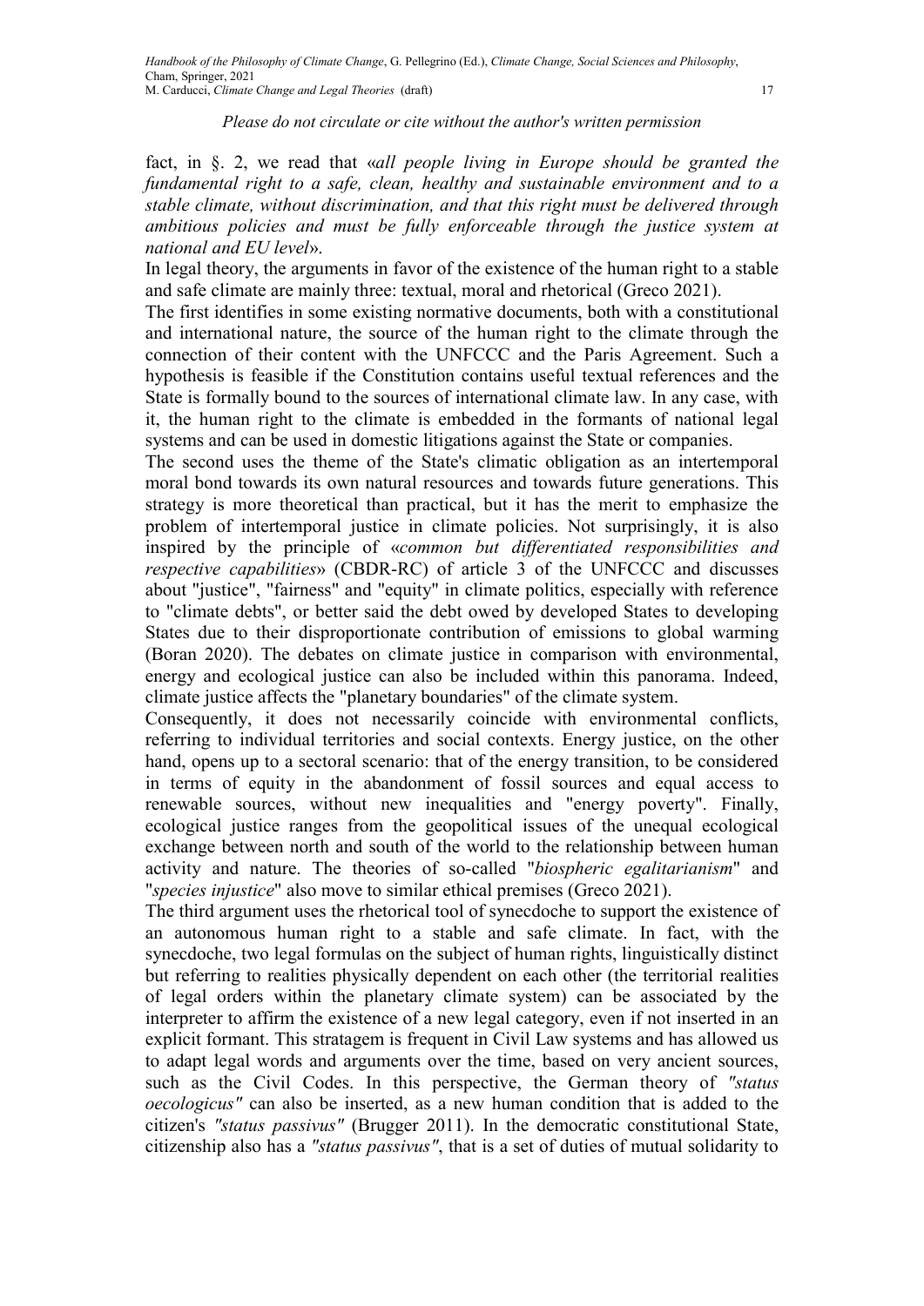fact, in §. 2, we read that «*all people living in Europe should be granted the fundamental right to a safe, clean, healthy and sustainable environment and to a stable climate, without discrimination, and that this right must be delivered through ambitious policies and must be fully enforceable through the justice system at national and EU level*».

In legal theory, the arguments in favor of the existence of the human right to a stable and safe climate are mainly three: textual, moral and rhetorical (Greco 2021).

The first identifies in some existing normative documents, both with a constitutional and international nature, the source of the human right to the climate through the connection of their content with the UNFCCC and the Paris Agreement. Such a hypothesis is feasible if the Constitution contains useful textual references and the State is formally bound to the sources of international climate law. In any case, with it, the human right to the climate is embedded in the formants of national legal systems and can be used in domestic litigations against the State or companies.

The second uses the theme of the State's climatic obligation as an intertemporal moral bond towards its own natural resources and towards future generations. This strategy is more theoretical than practical, but it has the merit to emphasize the problem of intertemporal justice in climate policies. Not surprisingly, it is also inspired by the principle of «*common but differentiated responsibilities and respective capabilities*» (CBDR-RC) of article 3 of the UNFCCC and discusses about "justice", "fairness" and "equity" in climate politics, especially with reference to "climate debts", or better said the debt owed by developed States to developing States due to their disproportionate contribution of emissions to global warming (Boran 2020). The debates on climate justice in comparison with environmental, energy and ecological justice can also be included within this panorama. Indeed, climate justice affects the "planetary boundaries" of the climate system.

Consequently, it does not necessarily coincide with environmental conflicts, referring to individual territories and social contexts. Energy justice, on the other hand, opens up to a sectoral scenario: that of the energy transition, to be considered in terms of equity in the abandonment of fossil sources and equal access to renewable sources, without new inequalities and "energy poverty". Finally, ecological justice ranges from the geopolitical issues of the unequal ecological exchange between north and south of the world to the relationship between human activity and nature. The theories of so-called "*biospheric egalitarianism*" and "*species injustice*" also move to similar ethical premises (Greco 2021).

The third argument uses the rhetorical tool of synecdoche to support the existence of an autonomous human right to a stable and safe climate. In fact, with the synecdoche, two legal formulas on the subject of human rights, linguistically distinct but referring to realities physically dependent on each other (the territorial realities of legal orders within the planetary climate system) can be associated by the interpreter to affirm the existence of a new legal category, even if not inserted in an explicit formant. This stratagem is frequent in Civil Law systems and has allowed us to adapt legal words and arguments over the time, based on very ancient sources, such as the Civil Codes. In this perspective, the German theory of *"status oecologicus"* can also be inserted, as a new human condition that is added to the citizen's *"status passivus"* (Brugger 2011). In the democratic constitutional State, citizenship also has a *"status passivus"*, that is a set of duties of mutual solidarity to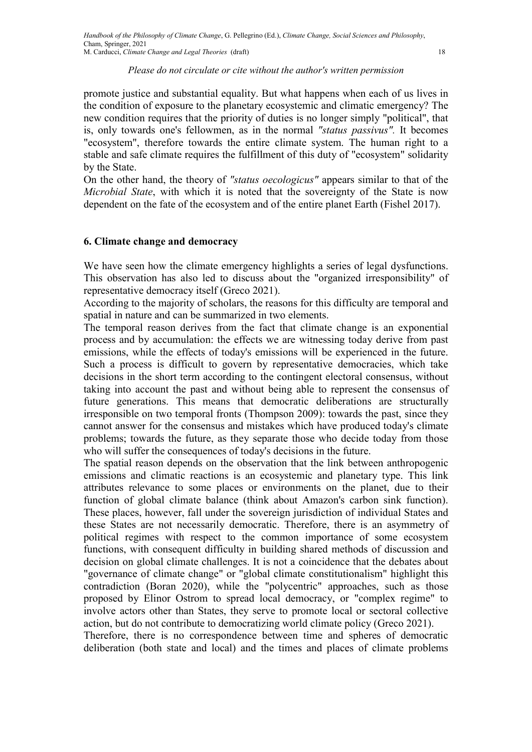promote justice and substantial equality. But what happens when each of us lives in the condition of exposure to the planetary ecosystemic and climatic emergency? The new condition requires that the priority of duties is no longer simply "political", that is, only towards one's fellowmen, as in the normal *"status passivus"*. It becomes "ecosystem", therefore towards the entire climate system. The human right to a stable and safe climate requires the fulfillment of this duty of "ecosystem" solidarity by the State.

On the other hand, the theory of *"status oecologicus"* appears similar to that of the *Microbial State*, with which it is noted that the sovereignty of the State is now dependent on the fate of the ecosystem and of the entire planet Earth (Fishel 2017).

## 6. Climate change and democracy

We have seen how the climate emergency highlights a series of legal dysfunctions. This observation has also led to discuss about the "organized irresponsibility" of representative democracy itself (Greco 2021).

According to the majority of scholars, the reasons for this difficulty are temporal and spatial in nature and can be summarized in two elements.

The temporal reason derives from the fact that climate change is an exponential process and by accumulation: the effects we are witnessing today derive from past emissions, while the effects of today's emissions will be experienced in the future. Such a process is difficult to govern by representative democracies, which take decisions in the short term according to the contingent electoral consensus, without taking into account the past and without being able to represent the consensus of future generations. This means that democratic deliberations are structurally irresponsible on two temporal fronts (Thompson 2009): towards the past, since they cannot answer for the consensus and mistakes which have produced today's climate problems; towards the future, as they separate those who decide today from those who will suffer the consequences of today's decisions in the future.

The spatial reason depends on the observation that the link between anthropogenic emissions and climatic reactions is an ecosystemic and planetary type. This link attributes relevance to some places or environments on the planet, due to their function of global climate balance (think about Amazon's carbon sink function). These places, however, fall under the sovereign jurisdiction of individual States and these States are not necessarily democratic. Therefore, there is an asymmetry of political regimes with respect to the common importance of some ecosystem functions, with consequent difficulty in building shared methods of discussion and decision on global climate challenges. It is not a coincidence that the debates about "governance of climate change" or "global climate constitutionalism" highlight this contradiction (Boran 2020), while the "polycentric" approaches, such as those proposed by Elinor Ostrom to spread local democracy, or "complex regime" to involve actors other than States, they serve to promote local or sectoral collective action, but do not contribute to democratizing world climate policy (Greco 2021).

Therefore, there is no correspondence between time and spheres of democratic deliberation (both state and local) and the times and places of climate problems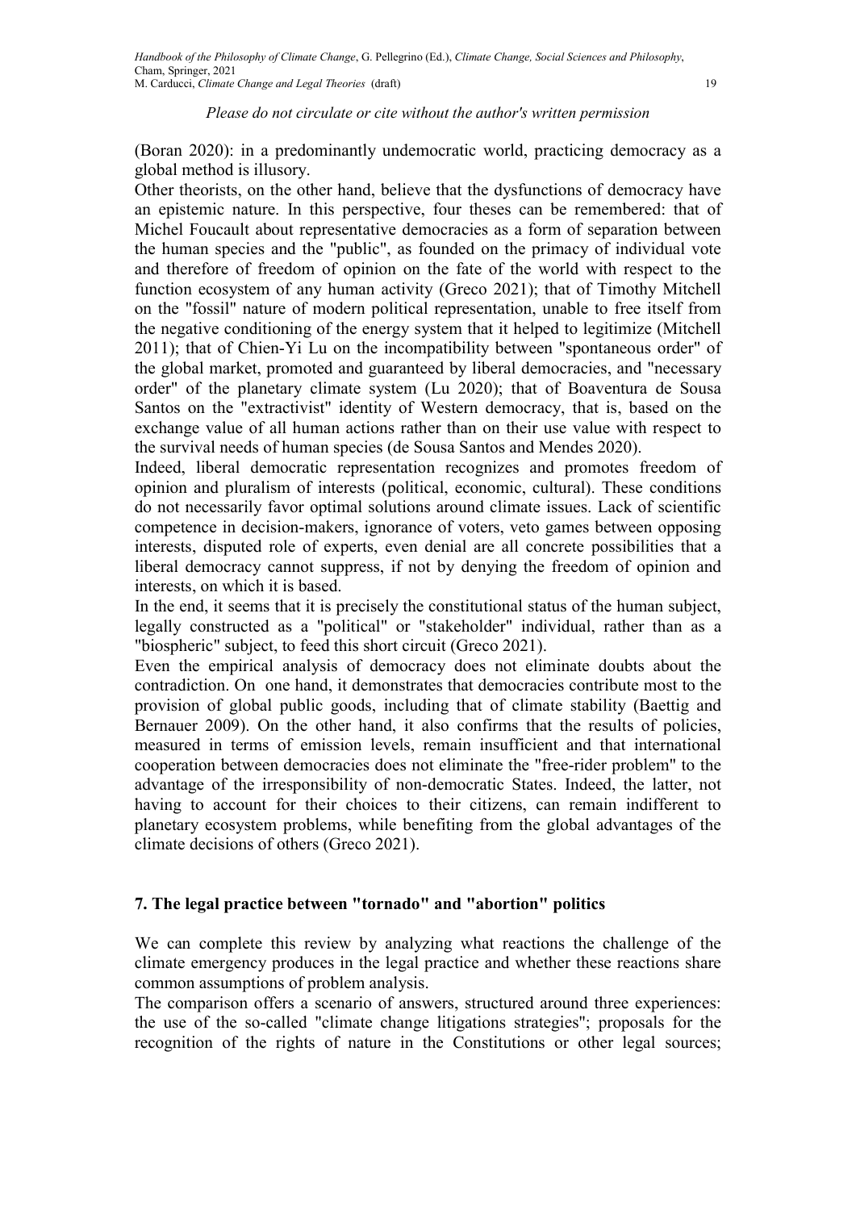(Boran 2020): in a predominantly undemocratic world, practicing democracy as a global method is illusory.

Other theorists, on the other hand, believe that the dysfunctions of democracy have an epistemic nature. In this perspective, four theses can be remembered: that of Michel Foucault about representative democracies as a form of separation between the human species and the "public", as founded on the primacy of individual vote and therefore of freedom of opinion on the fate of the world with respect to the function ecosystem of any human activity (Greco 2021); that of Timothy Mitchell on the "fossil" nature of modern political representation, unable to free itself from the negative conditioning of the energy system that it helped to legitimize (Mitchell 2011); that of Chien-Yi Lu on the incompatibility between "spontaneous order" of the global market, promoted and guaranteed by liberal democracies, and "necessary order" of the planetary climate system (Lu 2020); that of Boaventura de Sousa Santos on the "extractivist" identity of Western democracy, that is, based on the exchange value of all human actions rather than on their use value with respect to the survival needs of human species (de Sousa Santos and Mendes 2020).

Indeed, liberal democratic representation recognizes and promotes freedom of opinion and pluralism of interests (political, economic, cultural). These conditions do not necessarily favor optimal solutions around climate issues. Lack of scientific competence in decision-makers, ignorance of voters, veto games between opposing interests, disputed role of experts, even denial are all concrete possibilities that a liberal democracy cannot suppress, if not by denying the freedom of opinion and interests, on which it is based.

In the end, it seems that it is precisely the constitutional status of the human subject, legally constructed as a "political" or "stakeholder" individual, rather than as a "biospheric" subject, to feed this short circuit (Greco 2021).

Even the empirical analysis of democracy does not eliminate doubts about the contradiction. On one hand, it demonstrates that democracies contribute most to the provision of global public goods, including that of climate stability (Baettig and Bernauer 2009). On the other hand, it also confirms that the results of policies, measured in terms of emission levels, remain insufficient and that international cooperation between democracies does not eliminate the "free-rider problem" to the advantage of the irresponsibility of non-democratic States. Indeed, the latter, not having to account for their choices to their citizens, can remain indifferent to planetary ecosystem problems, while benefiting from the global advantages of the climate decisions of others (Greco 2021).

## 7. The legal practice between "tornado" and "abortion" politics

We can complete this review by analyzing what reactions the challenge of the climate emergency produces in the legal practice and whether these reactions share common assumptions of problem analysis.

The comparison offers a scenario of answers, structured around three experiences: the use of the so-called "climate change litigations strategies"; proposals for the recognition of the rights of nature in the Constitutions or other legal sources;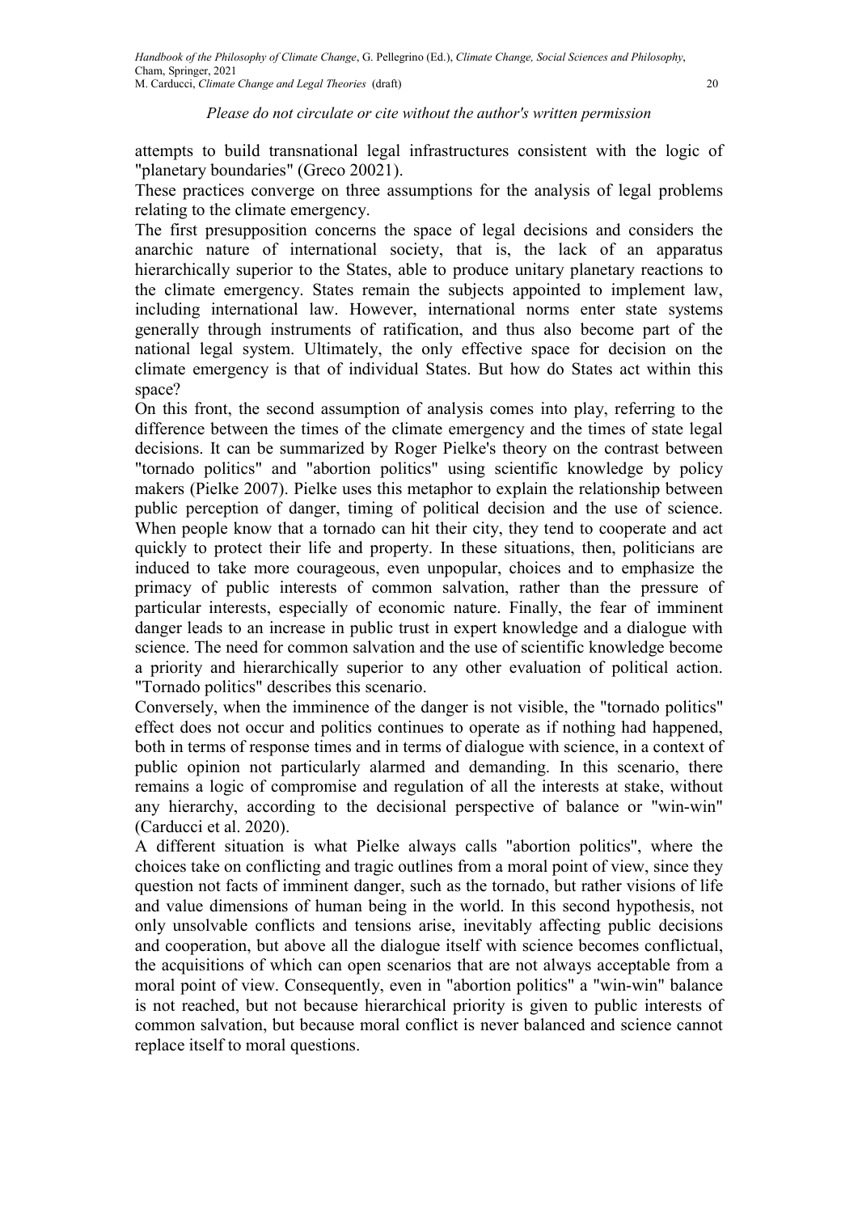attempts to build transnational legal infrastructures consistent with the logic of "planetary boundaries" (Greco 20021).

These practices converge on three assumptions for the analysis of legal problems relating to the climate emergency.

The first presupposition concerns the space of legal decisions and considers the anarchic nature of international society, that is, the lack of an apparatus hierarchically superior to the States, able to produce unitary planetary reactions to the climate emergency. States remain the subjects appointed to implement law, including international law. However, international norms enter state systems generally through instruments of ratification, and thus also become part of the national legal system. Ultimately, the only effective space for decision on the climate emergency is that of individual States. But how do States act within this space?

On this front, the second assumption of analysis comes into play, referring to the difference between the times of the climate emergency and the times of state legal decisions. It can be summarized by Roger Pielke's theory on the contrast between "tornado politics" and "abortion politics" using scientific knowledge by policy makers (Pielke 2007). Pielke uses this metaphor to explain the relationship between public perception of danger, timing of political decision and the use of science. When people know that a tornado can hit their city, they tend to cooperate and act quickly to protect their life and property. In these situations, then, politicians are induced to take more courageous, even unpopular, choices and to emphasize the primacy of public interests of common salvation, rather than the pressure of particular interests, especially of economic nature. Finally, the fear of imminent danger leads to an increase in public trust in expert knowledge and a dialogue with science. The need for common salvation and the use of scientific knowledge become a priority and hierarchically superior to any other evaluation of political action. "Tornado politics" describes this scenario.

Conversely, when the imminence of the danger is not visible, the "tornado politics" effect does not occur and politics continues to operate as if nothing had happened, both in terms of response times and in terms of dialogue with science, in a context of public opinion not particularly alarmed and demanding. In this scenario, there remains a logic of compromise and regulation of all the interests at stake, without any hierarchy, according to the decisional perspective of balance or "win-win" (Carducci et al. 2020).

A different situation is what Pielke always calls "abortion politics", where the choices take on conflicting and tragic outlines from a moral point of view, since they question not facts of imminent danger, such as the tornado, but rather visions of life and value dimensions of human being in the world. In this second hypothesis, not only unsolvable conflicts and tensions arise, inevitably affecting public decisions and cooperation, but above all the dialogue itself with science becomes conflictual, the acquisitions of which can open scenarios that are not always acceptable from a moral point of view. Consequently, even in "abortion politics" a "win-win" balance is not reached, but not because hierarchical priority is given to public interests of common salvation, but because moral conflict is never balanced and science cannot replace itself to moral questions.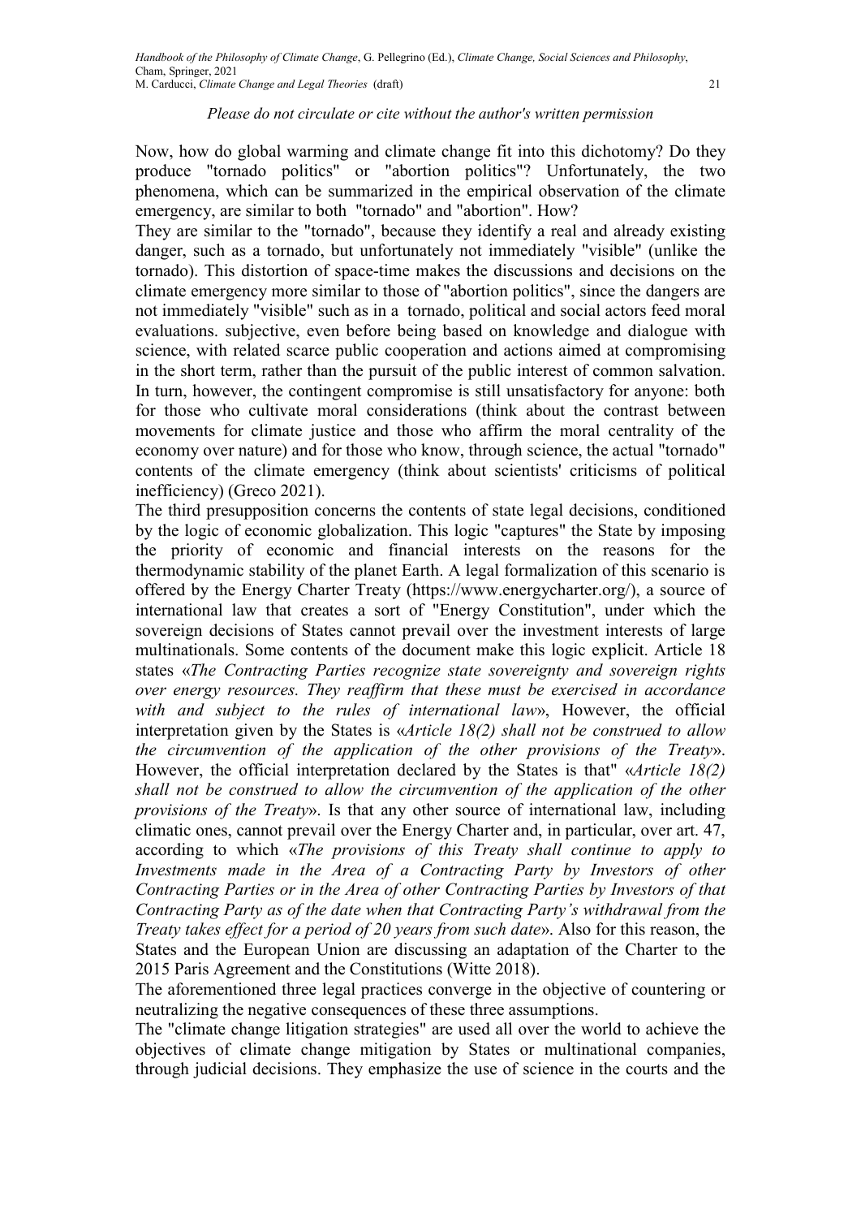Now, how do global warming and climate change fit into this dichotomy? Do they produce "tornado politics" or "abortion politics"? Unfortunately, the two phenomena, which can be summarized in the empirical observation of the climate emergency, are similar to both "tornado" and "abortion". How?

They are similar to the "tornado", because they identify a real and already existing danger, such as a tornado, but unfortunately not immediately "visible" (unlike the tornado). This distortion of space-time makes the discussions and decisions on the climate emergency more similar to those of "abortion politics", since the dangers are not immediately "visible" such as in a tornado, political and social actors feed moral evaluations. subjective, even before being based on knowledge and dialogue with science, with related scarce public cooperation and actions aimed at compromising in the short term, rather than the pursuit of the public interest of common salvation. In turn, however, the contingent compromise is still unsatisfactory for anyone: both for those who cultivate moral considerations (think about the contrast between movements for climate justice and those who affirm the moral centrality of the economy over nature) and for those who know, through science, the actual "tornado" contents of the climate emergency (think about scientists' criticisms of political inefficiency) (Greco 2021).

The third presupposition concerns the contents of state legal decisions, conditioned by the logic of economic globalization. This logic "captures" the State by imposing the priority of economic and financial interests on the reasons for the thermodynamic stability of the planet Earth. A legal formalization of this scenario is offered by the Energy Charter Treaty (https://www.energycharter.org/), a source of international law that creates a sort of "Energy Constitution", under which the sovereign decisions of States cannot prevail over the investment interests of large multinationals. Some contents of the document make this logic explicit. Article 18 states «*The Contracting Parties recognize state sovereignty and sovereign rights over energy resources. They reaffirm that these must be exercised in accordance with and subject to the rules of international law*», However, the official interpretation given by the States is «*Article 18(2) shall not be construed to allow the circumvention of the application of the other provisions of the Treaty*». However, the official interpretation declared by the States is that" «*Article 18(2) shall not be construed to allow the circumvention of the application of the other provisions of the Treaty*». Is that any other source of international law, including climatic ones, cannot prevail over the Energy Charter and, in particular, over art. 47, according to which «*The provisions of this Treaty shall continue to apply to Investments made in the Area of a Contracting Party by Investors of other Contracting Parties or in the Area of other Contracting Parties by Investors of that Contracting Party as of the date when that Contracting Party's withdrawal from the Treaty takes effect for a period of 20 years from such date*». Also for this reason, the States and the European Union are discussing an adaptation of the Charter to the 2015 Paris Agreement and the Constitutions (Witte 2018).

The aforementioned three legal practices converge in the objective of countering or neutralizing the negative consequences of these three assumptions.

The "climate change litigation strategies" are used all over the world to achieve the objectives of climate change mitigation by States or multinational companies, through judicial decisions. They emphasize the use of science in the courts and the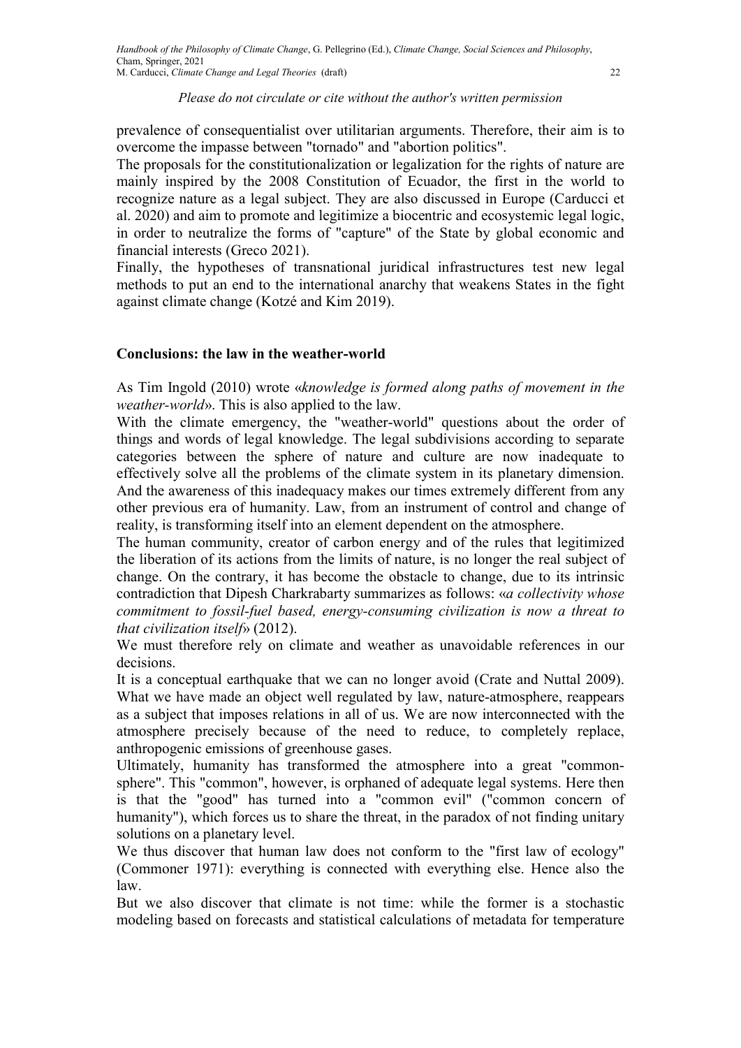prevalence of consequentialist over utilitarian arguments. Therefore, their aim is to overcome the impasse between "tornado" and "abortion politics".

The proposals for the constitutionalization or legalization for the rights of nature are mainly inspired by the 2008 Constitution of Ecuador, the first in the world to recognize nature as a legal subject. They are also discussed in Europe (Carducci et al. 2020) and aim to promote and legitimize a biocentric and ecosystemic legal logic, in order to neutralize the forms of "capture" of the State by global economic and financial interests (Greco 2021).

Finally, the hypotheses of transnational juridical infrastructures test new legal methods to put an end to the international anarchy that weakens States in the fight against climate change (Kotzé and Kim 2019).

## Conclusions: the law in the weather-world

As Tim Ingold (2010) wrote «*knowledge is formed along paths of movement in the weather-world*». This is also applied to the law.

With the climate emergency, the "weather-world" questions about the order of things and words of legal knowledge. The legal subdivisions according to separate categories between the sphere of nature and culture are now inadequate to effectively solve all the problems of the climate system in its planetary dimension. And the awareness of this inadequacy makes our times extremely different from any other previous era of humanity. Law, from an instrument of control and change of reality, is transforming itself into an element dependent on the atmosphere.

The human community, creator of carbon energy and of the rules that legitimized the liberation of its actions from the limits of nature, is no longer the real subject of change. On the contrary, it has become the obstacle to change, due to its intrinsic contradiction that Dipesh Charkrabarty summarizes as follows: «*a collectivity whose commitment to fossil-fuel based, energy-consuming civilization is now a threat to that civilization itself*» (2012).

We must therefore rely on climate and weather as unavoidable references in our decisions.

It is a conceptual earthquake that we can no longer avoid (Crate and Nuttal 2009). What we have made an object well regulated by law, nature-atmosphere, reappears as a subject that imposes relations in all of us. We are now interconnected with the atmosphere precisely because of the need to reduce, to completely replace, anthropogenic emissions of greenhouse gases.

Ultimately, humanity has transformed the atmosphere into a great "common-sphere". This "common", however, is orphaned of adequate legal systems. Here then is that the "good" has turned into a "common evil" ("common concern of humanity"), which forces us to share the threat, in the paradox of not finding unitary solutions on a planetary level.

We thus discover that human law does not conform to the "first law of ecology" (Commoner 1971): everything is connected with everything else. Hence also the law.

But we also discover that climate is not time: while the former is a stochastic modeling based on forecasts and statistical calculations of metadata for temperature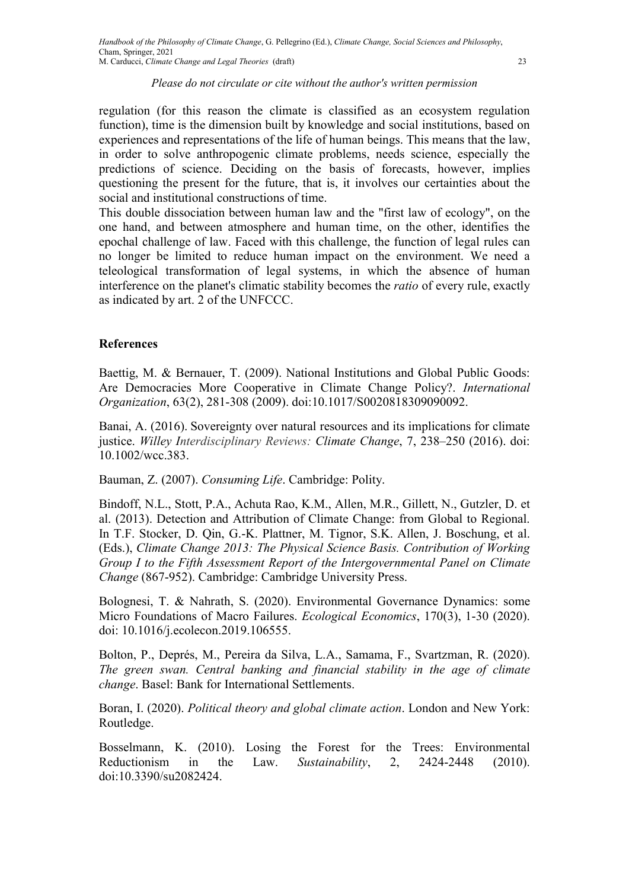regulation (for this reason the climate is classified as an ecosystem regulation function), time is the dimension built by knowledge and social institutions, based on experiences and representations of the life of human beings. This means that the law, in order to solve anthropogenic climate problems, needs science, especially the predictions of science. Deciding on the basis of forecasts, however, implies questioning the present for the future, that is, it involves our certainties about the social and institutional constructions of time.

This double dissociation between human law and the "first law of ecology", on the one hand, and between atmosphere and human time, on the other, identifies the epochal challenge of law. Faced with this challenge, the function of legal rules can no longer be limited to reduce human impact on the environment. We need a teleological transformation of legal systems, in which the absence of human interference on the planet's climatic stability becomes the *ratio* of every rule, exactly as indicated by art. 2 of the UNFCCC.

## References

Baettig, M. & Bernauer, T. (2009). National Institutions and Global Public Goods: Are Democracies More Cooperative in Climate Change Policy?. *International Organization*, 63(2), 281-308 (2009). doi:10.1017/S0020818309090092.

Banai, A. (2016). Sovereignty over natural resources and its implications for climate justice. *Willey Interdisciplinary Reviews: Climate Change*, 7, 238–250 (2016). doi: 10.1002/wcc.383.

Bauman, Z. (2007). *Consuming Life*. Cambridge: Polity.

Bindoff, N.L., Stott, P.A., Achuta Rao, K.M., Allen, M.R., Gillett, N., Gutzler, D. et al. (2013). Detection and Attribution of Climate Change: from Global to Regional. In T.F. Stocker, D. Qin, G.-K. Plattner, M. Tignor, S.K. Allen, J. Boschung, et al. (Eds.), *Climate Change 2013: The Physical Science Basis. Contribution of Working Group I to the Fifth Assessment Report of the Intergovernmental Panel on Climate Change* (867-952). Cambridge: Cambridge University Press.

Bolognesi, T. & Nahrath, S. (2020). Environmental Governance Dynamics: some Micro Foundations of Macro Failures. *Ecological Economics*, 170(3), 1-30 (2020). doi: 10.1016/j.ecolecon.2019.106555.

Bolton, P., Deprés, M., Pereira da Silva, L.A., Samama, F., Svartzman, R. (2020). *The green swan. Central banking and financial stability in the age of climate change*. Basel: Bank for International Settlements.

Boran, I. (2020). *Political theory and global climate action*. London and New York: Routledge.

Bosselmann, K. (2010). Losing the Forest for the Trees: Environmental Reductionism in the Law. *Sustainability*, 2, 2424-2448 (2010). doi:10.3390/su2082424.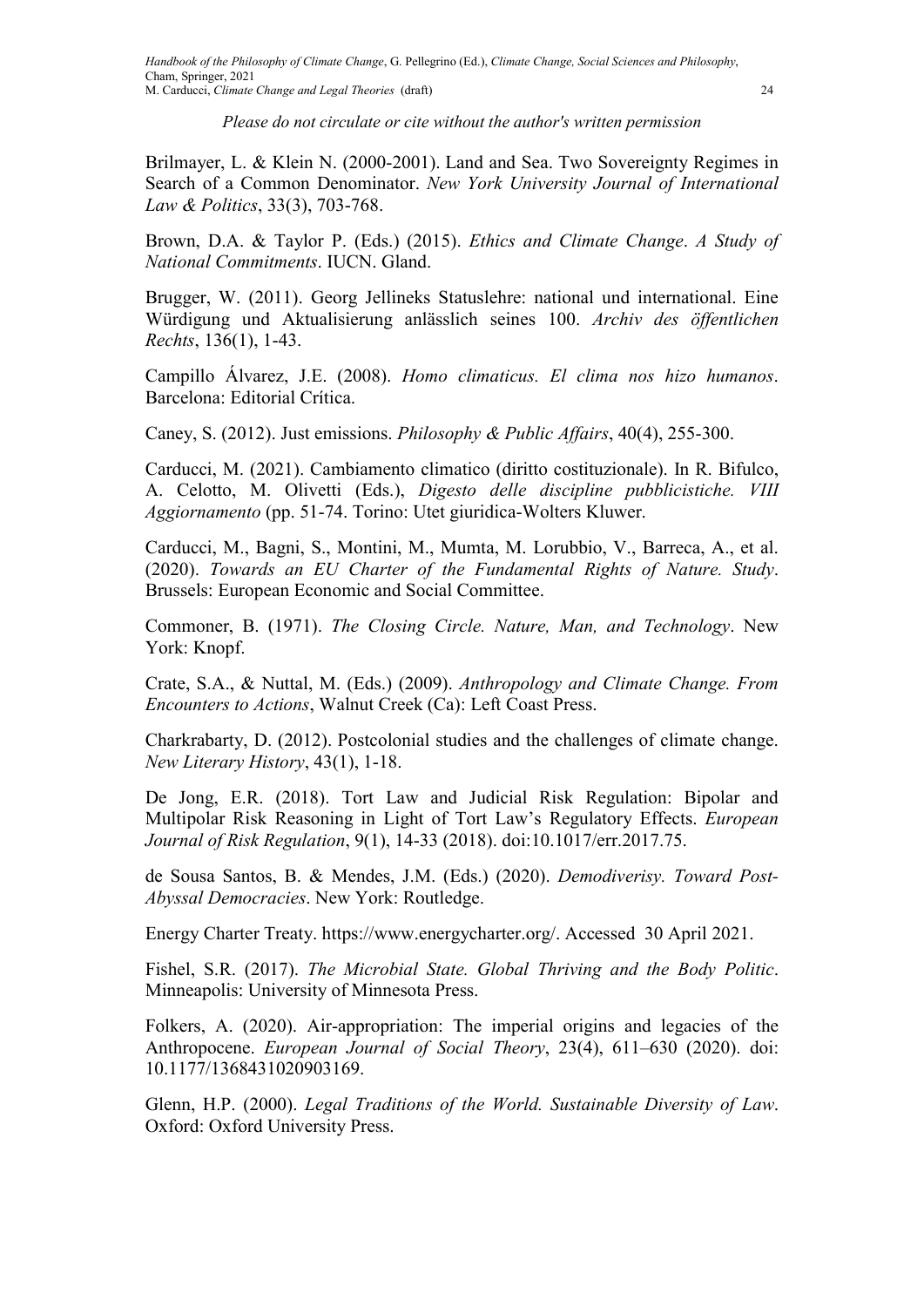*Please do not circulate or cite without the author's written permission*

Brilmayer, L. & Klein N. (2000-2001). Land and Sea. Two Sovereignty Regimes in Search of a Common Denominator. *New York University Journal of International Law & Politics*, 33(3), 703-768.

Brown, D.A. & Taylor P. (Eds.) (2015). *Ethics and Climate Change*. *A Study of National Commitments*. IUCN. Gland.

Brugger, W. (2011). Georg Jellineks Statuslehre: national und international. Eine Würdigung und Aktualisierung anlässlich seines 100. *Archiv des öffentlichen Rechts*, 136(1), 1-43.

Campillo Álvarez, J.E. (2008). *Homo climaticus. El clima nos hizo humanos*. Barcelona: Editorial Crítica.

Caney, S. (2012). Just emissions. *Philosophy & Public Affairs*, 40(4), 255-300.

Carducci, M. (2021). Cambiamento climatico (diritto costituzionale). In R. Bifulco, A. Celotto, M. Olivetti (Eds.), *Digesto delle discipline pubblicistiche. VIII Aggiornamento* (pp. 51-74. Torino: Utet giuridica-Wolters Kluwer.

Carducci, M., Bagni, S., Montini, M., Mumta, M. Lorubbio, V., Barreca, A., et al. (2020). *Towards an EU Charter of the Fundamental Rights of Nature. Study*. Brussels: European Economic and Social Committee.

Commoner, B. (1971). *The Closing Circle. Nature, Man, and Technology*. New York: Knopf.

Crate, S.A., & Nuttal, M. (Eds.) (2009). *Anthropology and Climate Change. From Encounters to Actions*, Walnut Creek (Ca): Left Coast Press.

Charkrabarty, D. (2012). Postcolonial studies and the challenges of climate change. *New Literary History*, 43(1), 1-18.

De Jong, E.R. (2018). Tort Law and Judicial Risk Regulation: Bipolar and Multipolar Risk Reasoning in Light of Tort Law's Regulatory Effects. *European Journal of Risk Regulation*, 9(1), 14-33 (2018). doi:10.1017/err.2017.75.

de Sousa Santos, B. & Mendes, J.M. (Eds.) (2020). *Demodiverisy. Toward Post-Abyssal Democracies*. New York: Routledge.

Energy Charter Treaty. https://www.energycharter.org/. Accessed 30 April 2021.

Fishel, S.R. (2017). *The Microbial State. Global Thriving and the Body Politic*. Minneapolis: University of Minnesota Press.

Folkers, A. (2020). Air-appropriation: The imperial origins and legacies of the Anthropocene. *European Journal of Social Theory*, 23(4), 611–630 (2020). doi: 10.1177/1368431020903169.

Glenn, H.P. (2000). *Legal Traditions of the World. Sustainable Diversity of Law*. Oxford: Oxford University Press.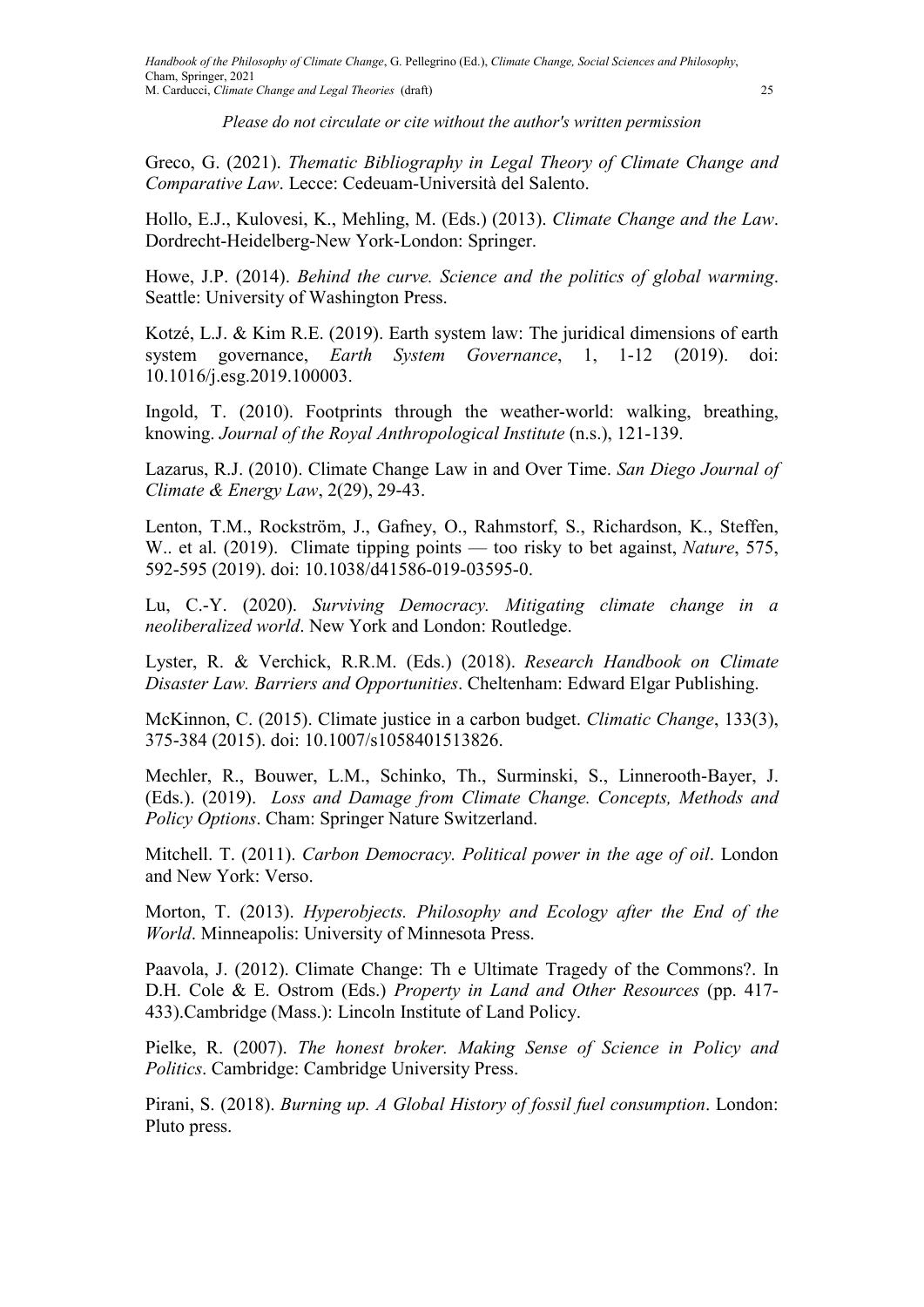Greco, G. (2021). *Thematic Bibliography in Legal Theory of Climate Change and Comparative Law*. Lecce: Cedeuam-Università del Salento.

Hollo, E.J., Kulovesi, K., Mehling, M. (Eds.) (2013). *Climate Change and the Law*. Dordrecht-Heidelberg-New York-London: Springer.

Howe, J.P. (2014). *Behind the curve. Science and the politics of global warming*. Seattle: University of Washington Press.

Kotzé, L.J. & Kim R.E. (2019). Earth system law: The juridical dimensions of earth system governance, *Earth System Governance*, 1, 1-12 (2019). doi: 10.1016/j.esg.2019.100003.

Ingold, T. (2010). Footprints through the weather-world: walking, breathing, knowing. *Journal of the Royal Anthropological Institute* (n.s.), 121-139.

Lazarus, R.J. (2010). Climate Change Law in and Over Time. *San Diego Journal of Climate & Energy Law*, 2(29), 29-43.

Lenton, T.M., Rockström, J., Gafney, O., Rahmstorf, S., Richardson, K., Steffen, W.. et al. (2019). Climate tipping points — too risky to bet against, *Nature*, 575, 592-595 (2019). doi: 10.1038/d41586-019-03595-0.

Lu, C.-Y. (2020). *Surviving Democracy. Mitigating climate change in a neoliberalized world*. New York and London: Routledge.

Lyster, R. & Verchick, R.R.M. (Eds.) (2018). *Research Handbook on Climate Disaster Law. Barriers and Opportunities*. Cheltenham: Edward Elgar Publishing.

McKinnon, C. (2015). Climate justice in a carbon budget. *Climatic Change*, 133(3), 375-384 (2015). doi: 10.1007/s1058401513826.

Mechler, R., Bouwer, L.M., Schinko, Th., Surminski, S., Linnerooth-Bayer, J. (Eds.). (2019). *Loss and Damage from Climate Change. Concepts, Methods and Policy Options*. Cham: Springer Nature Switzerland.

Mitchell. T. (2011). *Carbon Democracy. Political power in the age of oil*. London and New York: Verso.

Morton, T. (2013). *Hyperobjects. Philosophy and Ecology after the End of the World*. Minneapolis: University of Minnesota Press.

Paavola, J. (2012). Climate Change: Th e Ultimate Tragedy of the Commons?. In D.H. Cole & E. Ostrom (Eds.) *Property in Land and Other Resources* (pp. 417-433).Cambridge (Mass.): Lincoln Institute of Land Policy.

Pielke, R. (2007). *The honest broker. Making Sense of Science in Policy and Politics*. Cambridge: Cambridge University Press.

Pirani, S. (2018). *Burning up. A Global History of fossil fuel consumption*. London: Pluto press.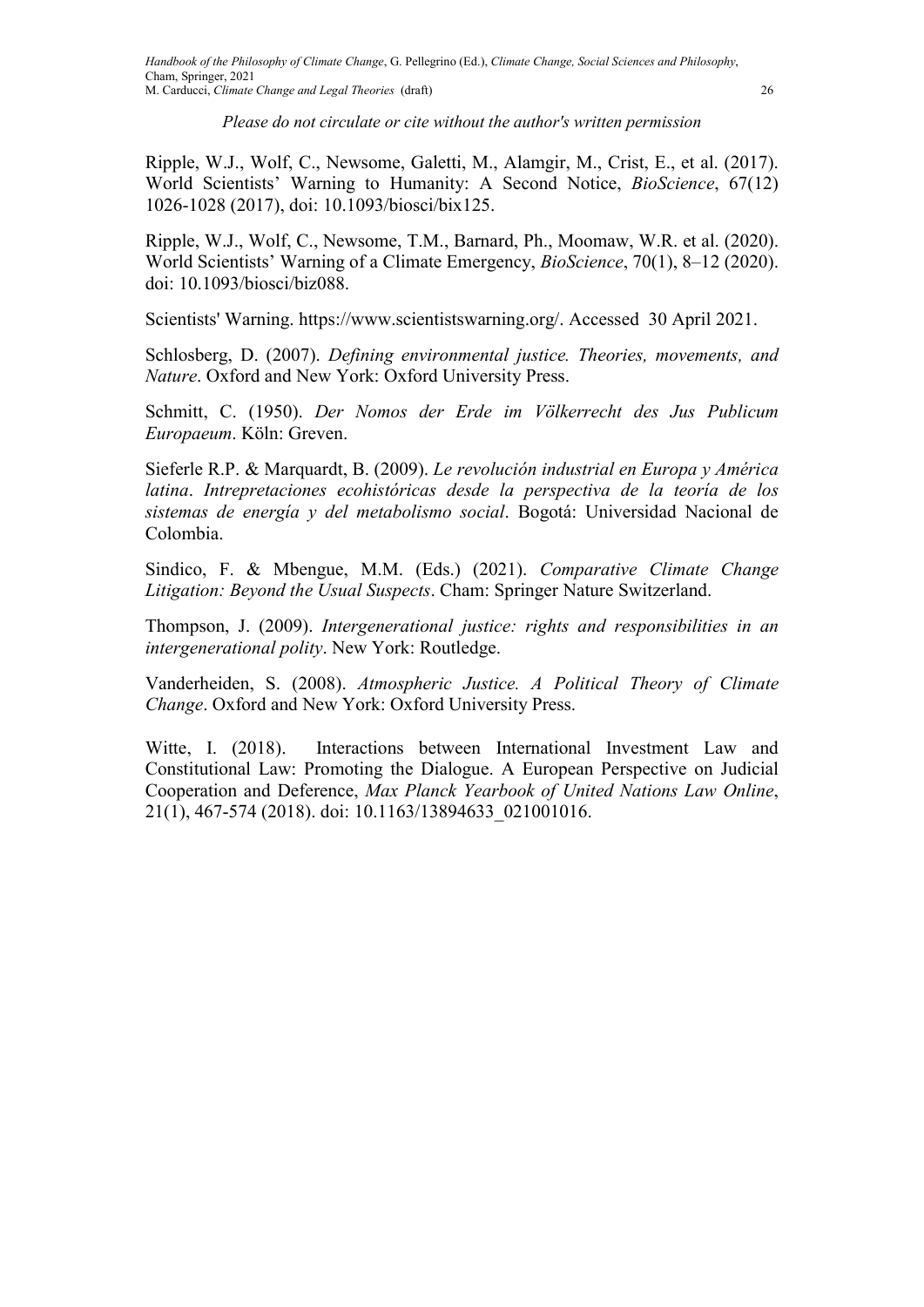*Please do not circulate or cite without the author's written permission*

Ripple, W.J., Wolf, C., Newsome, Galetti, M., Alamgir, M., Crist, E., et al. (2017). World Scientists' Warning to Humanity: A Second Notice, *BioScience*, 67(12) 1026-1028 (2017), doi: 10.1093/biosci/bix125.

Ripple, W.J., Wolf, C., Newsome, T.M., Barnard, Ph., Moomaw, W.R. et al. (2020). World Scientists' Warning of a Climate Emergency, *BioScience*, 70(1), 8–12 (2020). doi: 10.1093/biosci/biz088.

Scientists' Warning. https://www.scientistswarning.org/. Accessed 30 April 2021.

Schlosberg, D. (2007). *Defining environmental justice. Theories, movements, and Nature*. Oxford and New York: Oxford University Press.

Schmitt, C. (1950). *Der Nomos der Erde im Völkerrecht des Jus Publicum Europaeum*. Köln: Greven.

Sieferle R.P. & Marquardt, B. (2009). *Le revolución industrial en Europa y América latina. Intrepretaciones ecohistóricas desde la perspectiva de la teoría de los sistemas de energía y del metabolismo social*. Bogotá: Universidad Nacional de Colombia.

Sindico, F. & Mbengue, M.M. (Eds.) (2021). *Comparative Climate Change Litigation: Beyond the Usual Suspects*. Cham: Springer Nature Switzerland.

Thompson, J. (2009). *Intergenerational justice: rights and responsibilities in an intergenerational polity*. New York: Routledge.

Vanderheiden, S. (2008). *Atmospheric Justice. A Political Theory of Climate Change*. Oxford and New York: Oxford University Press.

Witte, I. (2018). Interactions between International Investment Law and Constitutional Law: Promoting the Dialogue. A European Perspective on Judicial Cooperation and Deference, *Max Planck Yearbook of United Nations Law Online*, 21(1), 467-574 (2018). doi: 10.1163/13894633_021001016.